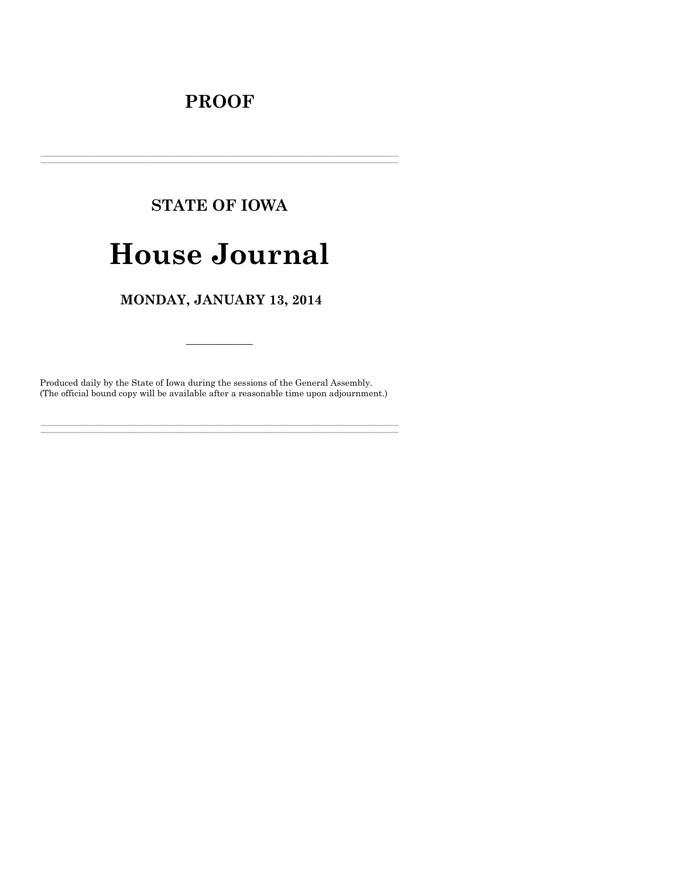# PROOF

---

## STATE OF IOWA

# House Journal

## MONDAY, JANUARY 13, 2014

---

Produced daily by the State of Iowa during the sessions of the General Assembly.
(The official bound copy will be available after a reasonable time upon adjournment.)

---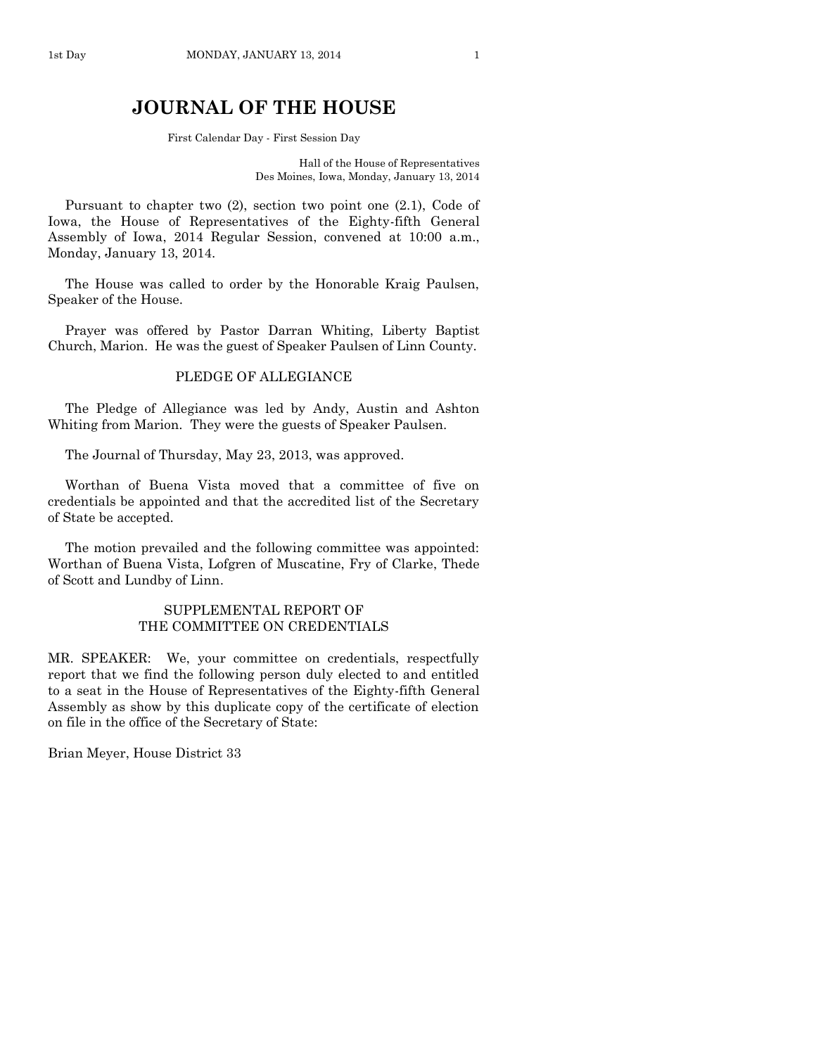# JOURNAL OF THE HOUSE

First Calendar Day - First Session Day

Hall of the House of Representatives
Des Moines, Iowa, Monday, January 13, 2014

Pursuant to chapter two (2), section two point one (2.1), Code of Iowa, the House of Representatives of the Eighty-fifth General Assembly of Iowa, 2014 Regular Session, convened at 10:00 a.m., Monday, January 13, 2014.

The House was called to order by the Honorable Kraig Paulsen, Speaker of the House.

Prayer was offered by Pastor Darran Whiting, Liberty Baptist Church, Marion. He was the guest of Speaker Paulsen of Linn County.

## PLEDGE OF ALLEGIANCE

The Pledge of Allegiance was led by Andy, Austin and Ashton Whiting from Marion. They were the guests of Speaker Paulsen.

The Journal of Thursday, May 23, 2013, was approved.

Worthan of Buena Vista moved that a committee of five on credentials be appointed and that the accredited list of the Secretary of State be accepted.

The motion prevailed and the following committee was appointed: Worthan of Buena Vista, Lofgren of Muscatine, Fry of Clarke, Thede of Scott and Lundby of Linn.

## SUPPLEMENTAL REPORT OF THE COMMITTEE ON CREDENTIALS

MR. SPEAKER: We, your committee on credentials, respectfully report that we find the following person duly elected to and entitled to a seat in the House of Representatives of the Eighty-fifth General Assembly as show by this duplicate copy of the certificate of election on file in the office of the Secretary of State:

Brian Meyer, House District 33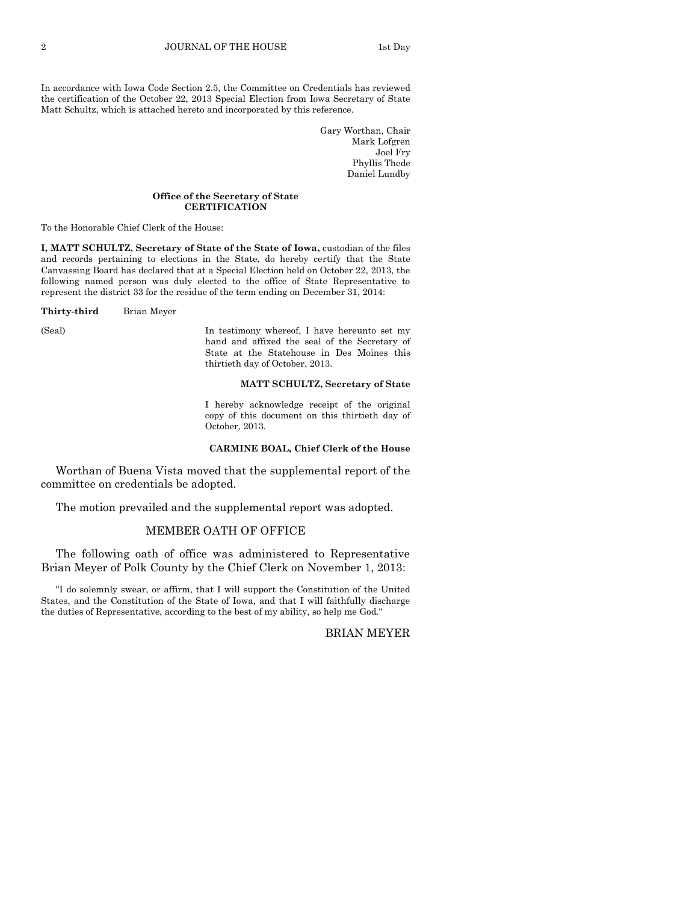In accordance with Iowa Code Section 2.5, the Committee on Credentials has reviewed the certification of the October 22, 2013 Special Election from Iowa Secretary of State Matt Schultz, which is attached hereto and incorporated by this reference.

Gary Worthan, Chair
Mark Lofgren
Joel Fry
Phyllis Thede
Daniel Lundby

**Office of the Secretary of State**
**CERTIFICATION**

To the Honorable Chief Clerk of the House:

**I, MATT SCHULTZ, Secretary of State of the State of Iowa,** custodian of the files and records pertaining to elections in the State, do hereby certify that the State Canvassing Board has declared that at a Special Election held on October 22, 2013, the following named person was duly elected to the office of State Representative to represent the district 33 for the residue of the term ending on December 31, 2014:

**Thirty-third** Brian Meyer

(Seal)

In testimony whereof, I have hereunto set my hand and affixed the seal of the Secretary of State at the Statehouse in Des Moines this thirtieth day of October, 2013.

**MATT SCHULTZ, Secretary of State**

I hereby acknowledge receipt of the original copy of this document on this thirtieth day of October, 2013.

**CARMINE BOAL, Chief Clerk of the House**

Worthan of Buena Vista moved that the supplemental report of the committee on credentials be adopted.

The motion prevailed and the supplemental report was adopted.

## MEMBER OATH OF OFFICE

The following oath of office was administered to Representative Brian Meyer of Polk County by the Chief Clerk on November 1, 2013:

"I do solemnly swear, or affirm, that I will support the Constitution of the United States, and the Constitution of the State of Iowa, and that I will faithfully discharge the duties of Representative, according to the best of my ability, so help me God."

BRIAN MEYER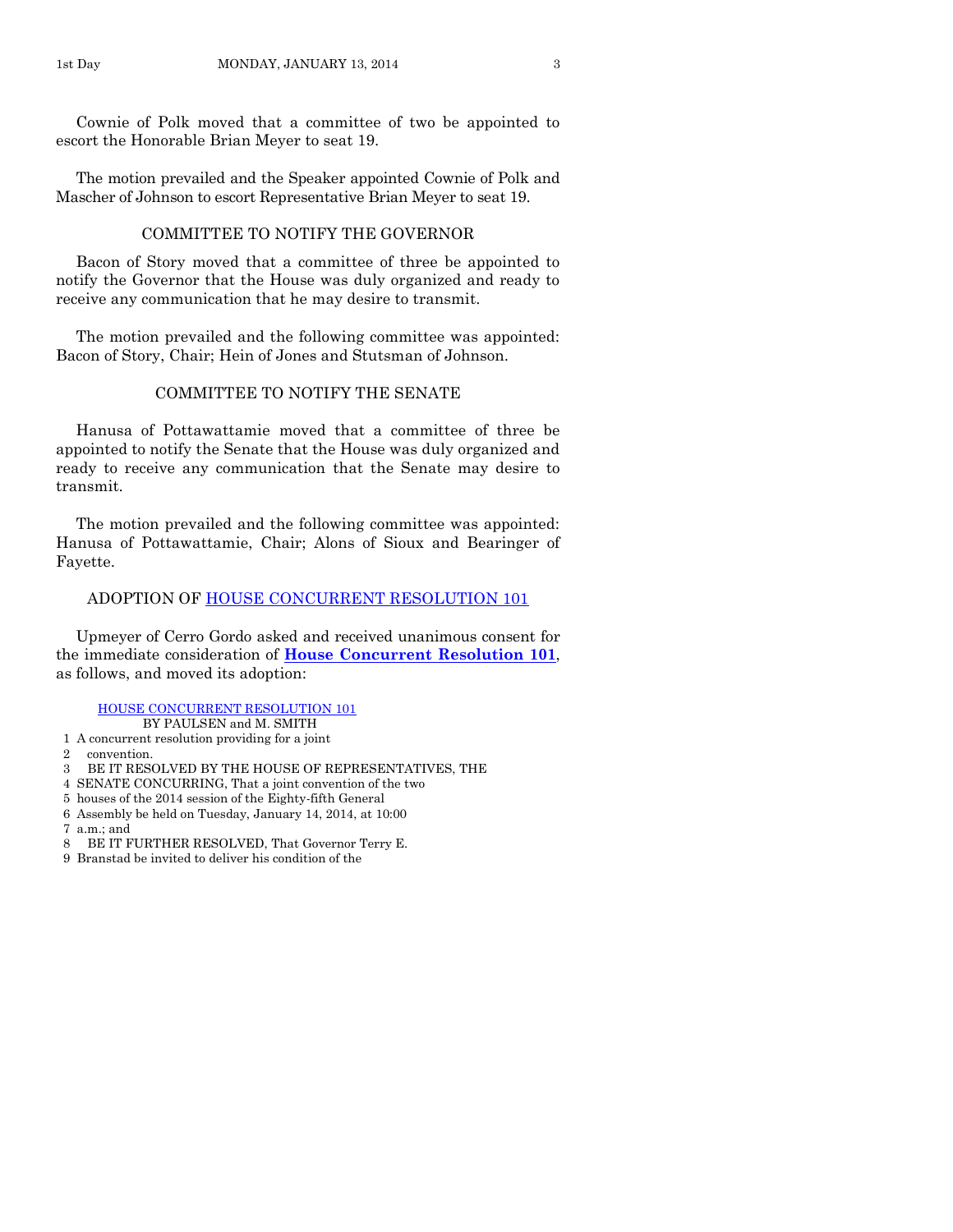Cownie of Polk moved that a committee of two be appointed to escort the Honorable Brian Meyer to seat 19.

The motion prevailed and the Speaker appointed Cownie of Polk and Mascher of Johnson to escort Representative Brian Meyer to seat 19.

## COMMITTEE TO NOTIFY THE GOVERNOR

Bacon of Story moved that a committee of three be appointed to notify the Governor that the House was duly organized and ready to receive any communication that he may desire to transmit.

The motion prevailed and the following committee was appointed: Bacon of Story, Chair; Hein of Jones and Stutsman of Johnson.

## COMMITTEE TO NOTIFY THE SENATE

Hanusa of Pottawattamie moved that a committee of three be appointed to notify the Senate that the House was duly organized and ready to receive any communication that the Senate may desire to transmit.

The motion prevailed and the following committee was appointed: Hanusa of Pottawattamie, Chair; Alons of Sioux and Bearinger of Fayette.

## ADOPTION OF HOUSE CONCURRENT RESOLUTION 101

Upmeyer of Cerro Gordo asked and received unanimous consent for the immediate consideration of **House Concurrent Resolution 101**, as follows, and moved its adoption:

HOUSE CONCURRENT RESOLUTION 101
BY PAULSEN and M. SMITH

1 A concurrent resolution providing for a joint
2 convention.
3 BE IT RESOLVED BY THE HOUSE OF REPRESENTATIVES, THE
4 SENATE CONCURRING, That a joint convention of the two
5 houses of the 2014 session of the Eighty-fifth General
6 Assembly be held on Tuesday, January 14, 2014, at 10:00
7 a.m.; and
8 BE IT FURTHER RESOLVED, That Governor Terry E.
9 Branstad be invited to deliver his condition of the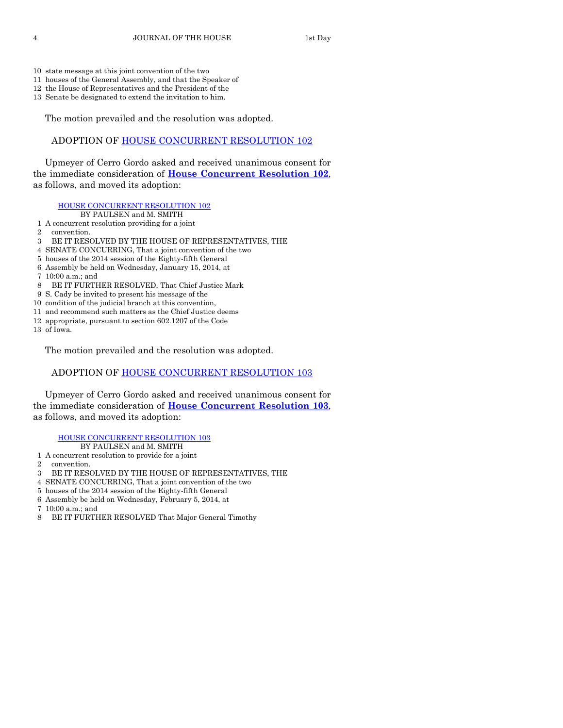10 state message at this joint convention of the two
11 houses of the General Assembly, and that the Speaker of
12 the House of Representatives and the President of the
13 Senate be designated to extend the invitation to him.

The motion prevailed and the resolution was adopted.

## ADOPTION OF HOUSE CONCURRENT RESOLUTION 102

Upmeyer of Cerro Gordo asked and received unanimous consent for the immediate consideration of **House Concurrent Resolution 102**, as follows, and moved its adoption:

HOUSE CONCURRENT RESOLUTION 102
BY PAULSEN and M. SMITH

1 A concurrent resolution providing for a joint
2 convention.
3 BE IT RESOLVED BY THE HOUSE OF REPRESENTATIVES, THE
4 SENATE CONCURRING, That a joint convention of the two
5 houses of the 2014 session of the Eighty-fifth General
6 Assembly be held on Wednesday, January 15, 2014, at
7 10:00 a.m.; and
8 BE IT FURTHER RESOLVED, That Chief Justice Mark
9 S. Cady be invited to present his message of the
10 condition of the judicial branch at this convention,
11 and recommend such matters as the Chief Justice deems
12 appropriate, pursuant to section 602.1207 of the Code
13 of Iowa.

The motion prevailed and the resolution was adopted.

## ADOPTION OF HOUSE CONCURRENT RESOLUTION 103

Upmeyer of Cerro Gordo asked and received unanimous consent for the immediate consideration of **House Concurrent Resolution 103**, as follows, and moved its adoption:

HOUSE CONCURRENT RESOLUTION 103
BY PAULSEN and M. SMITH

1 A concurrent resolution to provide for a joint
2 convention.
3 BE IT RESOLVED BY THE HOUSE OF REPRESENTATIVES, THE
4 SENATE CONCURRING, That a joint convention of the two
5 houses of the 2014 session of the Eighty-fifth General
6 Assembly be held on Wednesday, February 5, 2014, at
7 10:00 a.m.; and
8 BE IT FURTHER RESOLVED That Major General Timothy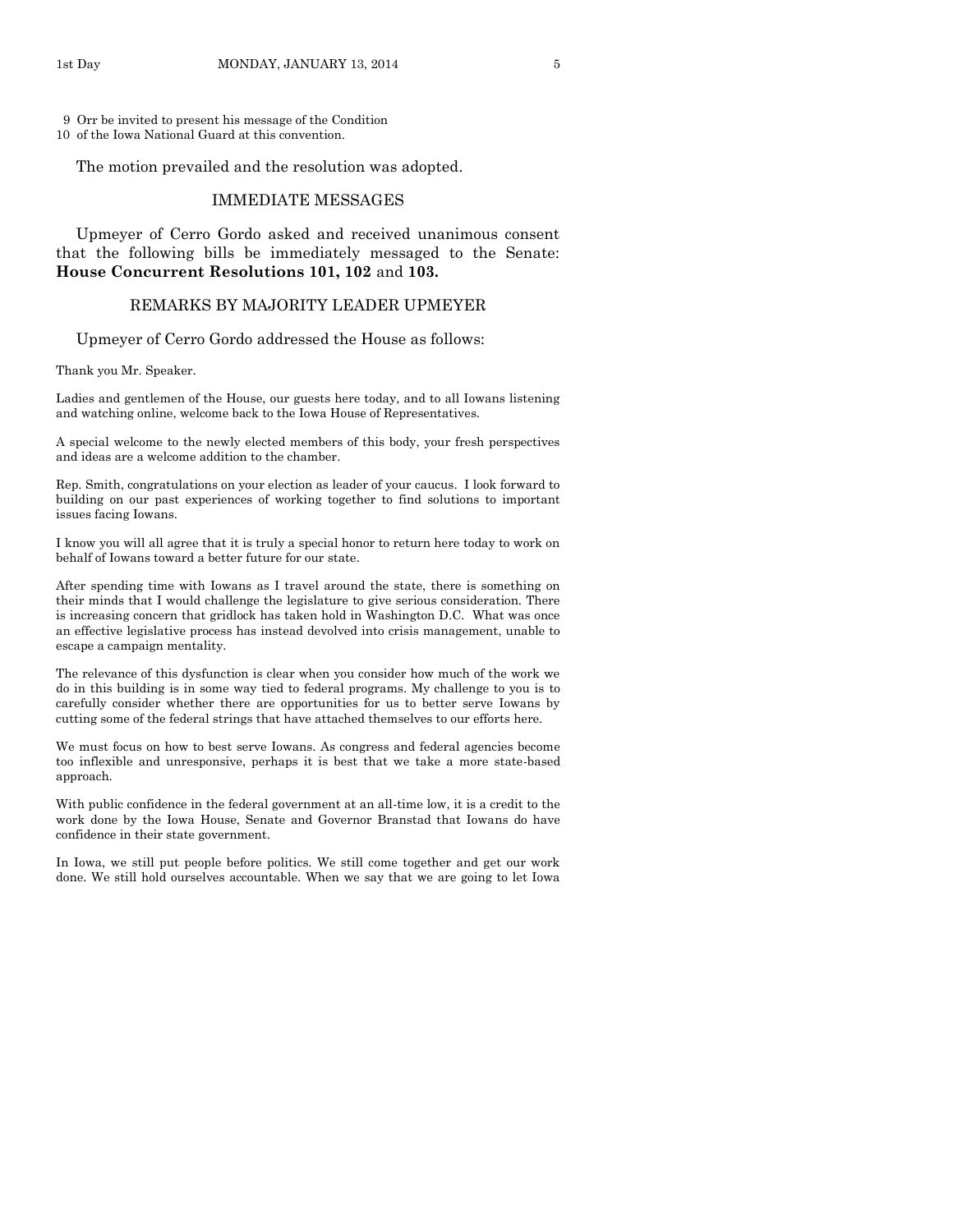9 Orr be invited to present his message of the Condition
10 of the Iowa National Guard at this convention.

The motion prevailed and the resolution was adopted.

## IMMEDIATE MESSAGES

Upmeyer of Cerro Gordo asked and received unanimous consent that the following bills be immediately messaged to the Senate: **House Concurrent Resolutions 101, 102** and **103.**

## REMARKS BY MAJORITY LEADER UPMEYER

Upmeyer of Cerro Gordo addressed the House as follows:

Thank you Mr. Speaker.

Ladies and gentlemen of the House, our guests here today, and to all Iowans listening and watching online, welcome back to the Iowa House of Representatives.

A special welcome to the newly elected members of this body, your fresh perspectives and ideas are a welcome addition to the chamber.

Rep. Smith, congratulations on your election as leader of your caucus. I look forward to building on our past experiences of working together to find solutions to important issues facing Iowans.

I know you will all agree that it is truly a special honor to return here today to work on behalf of Iowans toward a better future for our state.

After spending time with Iowans as I travel around the state, there is something on their minds that I would challenge the legislature to give serious consideration. There is increasing concern that gridlock has taken hold in Washington D.C. What was once an effective legislative process has instead devolved into crisis management, unable to escape a campaign mentality.

The relevance of this dysfunction is clear when you consider how much of the work we do in this building is in some way tied to federal programs. My challenge to you is to carefully consider whether there are opportunities for us to better serve Iowans by cutting some of the federal strings that have attached themselves to our efforts here.

We must focus on how to best serve Iowans. As congress and federal agencies become too inflexible and unresponsive, perhaps it is best that we take a more state-based approach.

With public confidence in the federal government at an all-time low, it is a credit to the work done by the Iowa House, Senate and Governor Branstad that Iowans do have confidence in their state government.

In Iowa, we still put people before politics. We still come together and get our work done. We still hold ourselves accountable. When we say that we are going to let Iowa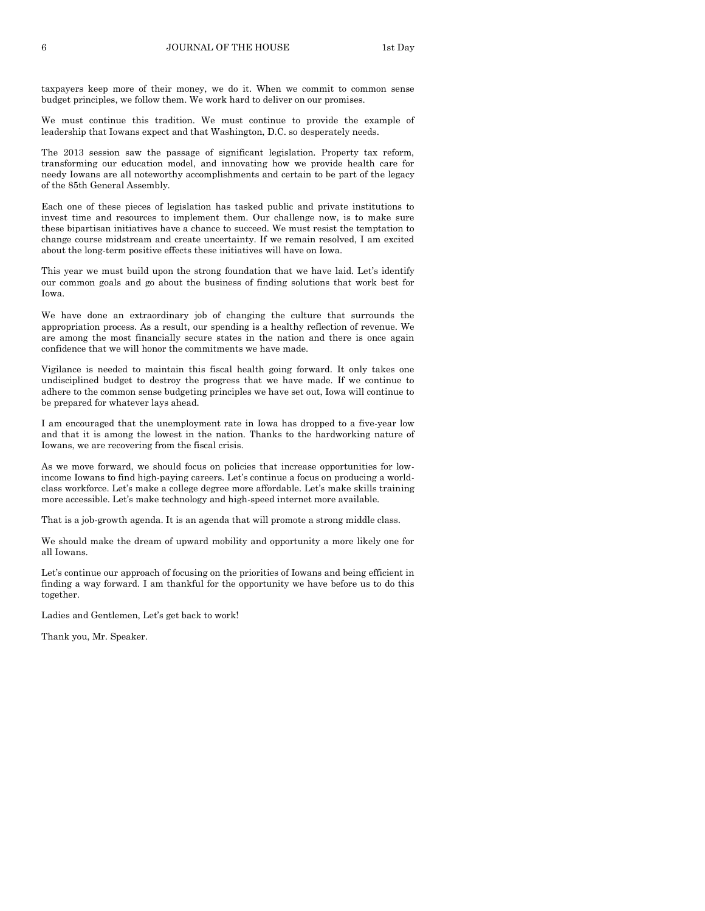taxpayers keep more of their money, we do it. When we commit to common sense budget principles, we follow them. We work hard to deliver on our promises.

We must continue this tradition. We must continue to provide the example of leadership that Iowans expect and that Washington, D.C. so desperately needs.

The 2013 session saw the passage of significant legislation. Property tax reform, transforming our education model, and innovating how we provide health care for needy Iowans are all noteworthy accomplishments and certain to be part of the legacy of the 85th General Assembly.

Each one of these pieces of legislation has tasked public and private institutions to invest time and resources to implement them. Our challenge now, is to make sure these bipartisan initiatives have a chance to succeed. We must resist the temptation to change course midstream and create uncertainty. If we remain resolved, I am excited about the long-term positive effects these initiatives will have on Iowa.

This year we must build upon the strong foundation that we have laid. Let's identify our common goals and go about the business of finding solutions that work best for Iowa.

We have done an extraordinary job of changing the culture that surrounds the appropriation process. As a result, our spending is a healthy reflection of revenue. We are among the most financially secure states in the nation and there is once again confidence that we will honor the commitments we have made.

Vigilance is needed to maintain this fiscal health going forward. It only takes one undisciplined budget to destroy the progress that we have made. If we continue to adhere to the common sense budgeting principles we have set out, Iowa will continue to be prepared for whatever lays ahead.

I am encouraged that the unemployment rate in Iowa has dropped to a five-year low and that it is among the lowest in the nation. Thanks to the hardworking nature of Iowans, we are recovering from the fiscal crisis.

As we move forward, we should focus on policies that increase opportunities for low-income Iowans to find high-paying careers. Let's continue a focus on producing a world-class workforce. Let's make a college degree more affordable. Let's make skills training more accessible. Let's make technology and high-speed internet more available.

That is a job-growth agenda. It is an agenda that will promote a strong middle class.

We should make the dream of upward mobility and opportunity a more likely one for all Iowans.

Let's continue our approach of focusing on the priorities of Iowans and being efficient in finding a way forward. I am thankful for the opportunity we have before us to do this together.

Ladies and Gentlemen, Let's get back to work!

Thank you, Mr. Speaker.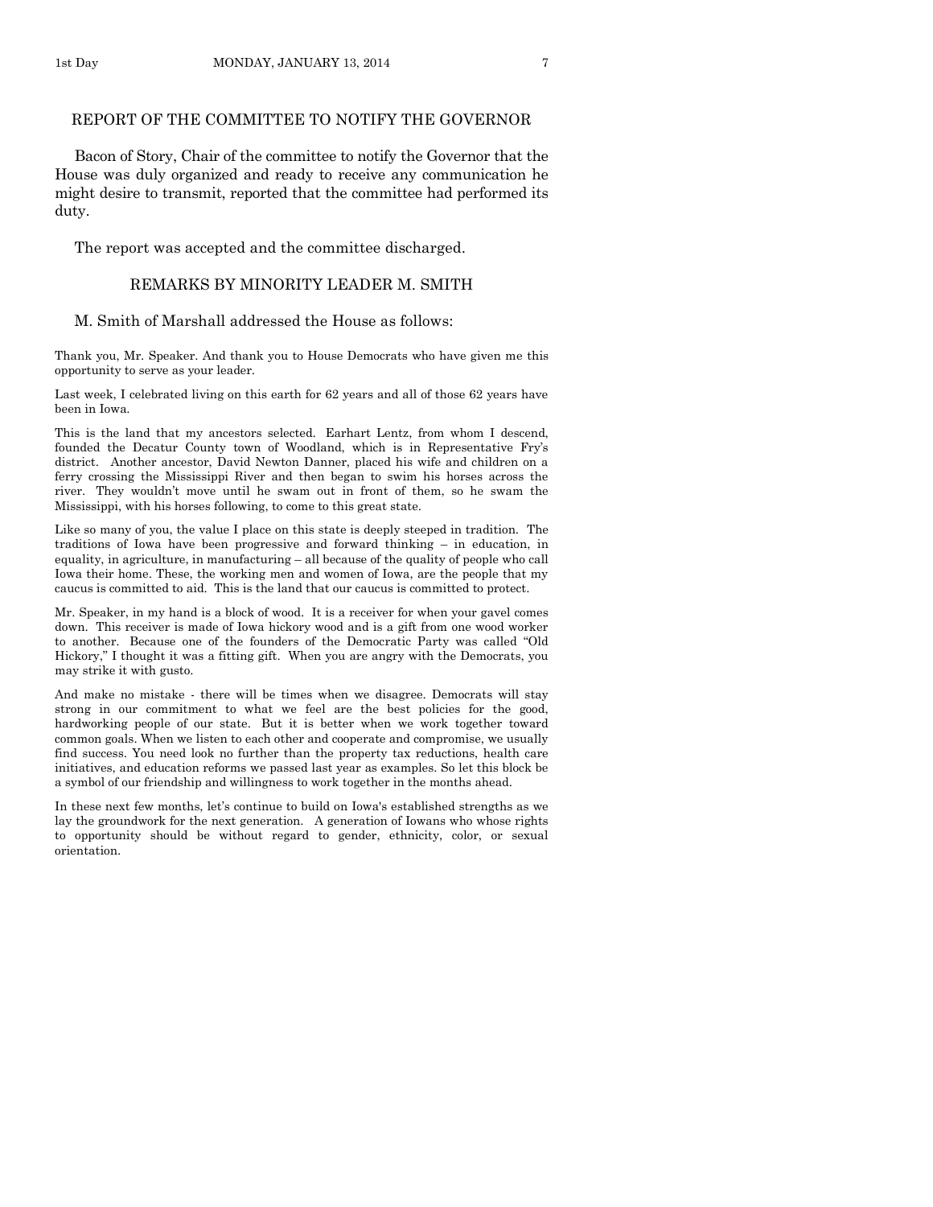## REPORT OF THE COMMITTEE TO NOTIFY THE GOVERNOR

Bacon of Story, Chair of the committee to notify the Governor that the House was duly organized and ready to receive any communication he might desire to transmit, reported that the committee had performed its duty.

The report was accepted and the committee discharged.

## REMARKS BY MINORITY LEADER M. SMITH

M. Smith of Marshall addressed the House as follows:

Thank you, Mr. Speaker. And thank you to House Democrats who have given me this opportunity to serve as your leader.

Last week, I celebrated living on this earth for 62 years and all of those 62 years have been in Iowa.

This is the land that my ancestors selected. Earhart Lentz, from whom I descend, founded the Decatur County town of Woodland, which is in Representative Fry's district. Another ancestor, David Newton Danner, placed his wife and children on a ferry crossing the Mississippi River and then began to swim his horses across the river. They wouldn't move until he swam out in front of them, so he swam the Mississippi, with his horses following, to come to this great state.

Like so many of you, the value I place on this state is deeply steeped in tradition. The traditions of Iowa have been progressive and forward thinking – in education, in equality, in agriculture, in manufacturing – all because of the quality of people who call Iowa their home. These, the working men and women of Iowa, are the people that my caucus is committed to aid. This is the land that our caucus is committed to protect.

Mr. Speaker, in my hand is a block of wood. It is a receiver for when your gavel comes down. This receiver is made of Iowa hickory wood and is a gift from one wood worker to another. Because one of the founders of the Democratic Party was called "Old Hickory," I thought it was a fitting gift. When you are angry with the Democrats, you may strike it with gusto.

And make no mistake - there will be times when we disagree. Democrats will stay strong in our commitment to what we feel are the best policies for the good, hardworking people of our state. But it is better when we work together toward common goals. When we listen to each other and cooperate and compromise, we usually find success. You need look no further than the property tax reductions, health care initiatives, and education reforms we passed last year as examples. So let this block be a symbol of our friendship and willingness to work together in the months ahead.

In these next few months, let's continue to build on Iowa's established strengths as we lay the groundwork for the next generation. A generation of Iowans who whose rights to opportunity should be without regard to gender, ethnicity, color, or sexual orientation.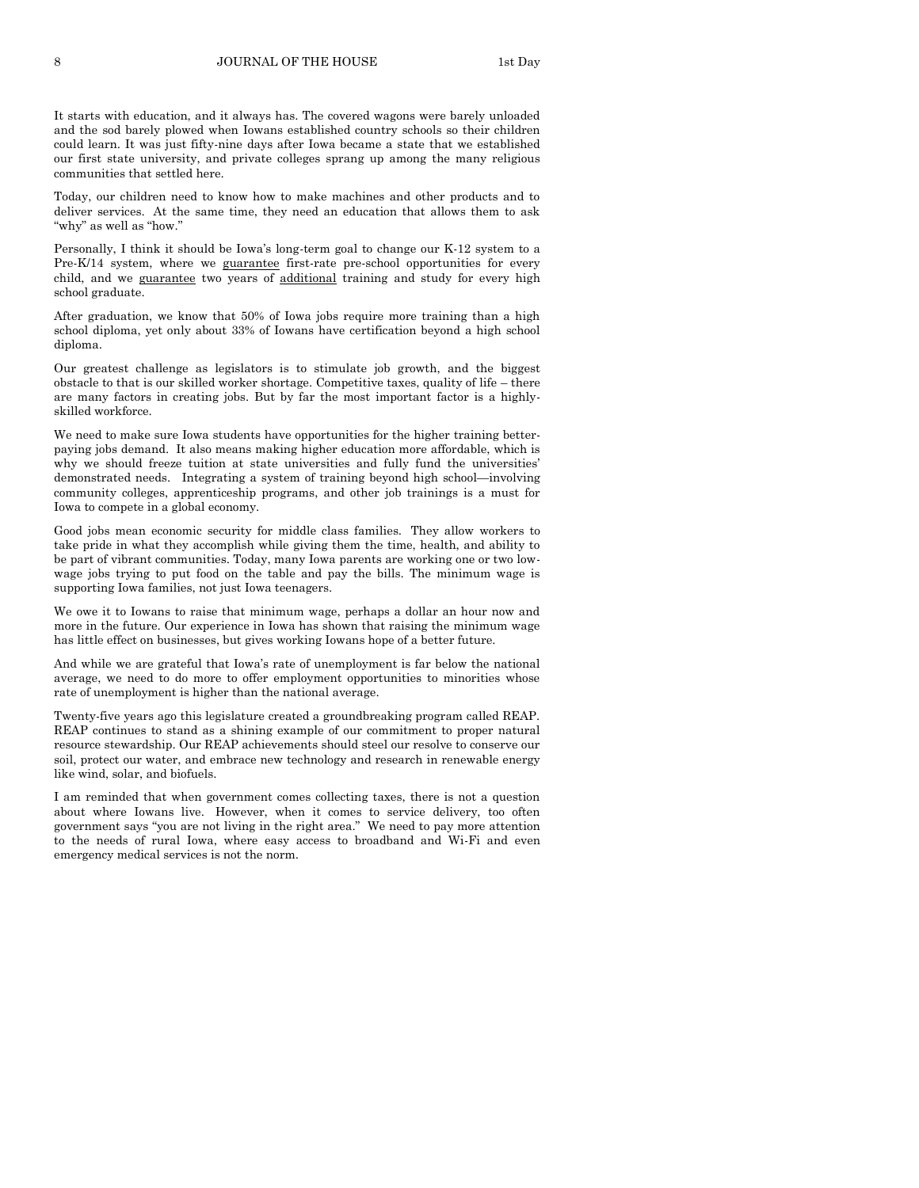It starts with education, and it always has. The covered wagons were barely unloaded and the sod barely plowed when Iowans established country schools so their children could learn. It was just fifty-nine days after Iowa became a state that we established our first state university, and private colleges sprang up among the many religious communities that settled here.

Today, our children need to know how to make machines and other products and to deliver services. At the same time, they need an education that allows them to ask "why" as well as "how."

Personally, I think it should be Iowa's long-term goal to change our K-12 system to a Pre-K/14 system, where we <u>guarantee</u> first-rate pre-school opportunities for every child, and we <u>guarantee</u> two years of <u>additional</u> training and study for every high school graduate.

After graduation, we know that 50% of Iowa jobs require more training than a high school diploma, yet only about 33% of Iowans have certification beyond a high school diploma.

Our greatest challenge as legislators is to stimulate job growth, and the biggest obstacle to that is our skilled worker shortage. Competitive taxes, quality of life – there are many factors in creating jobs. But by far the most important factor is a highly-skilled workforce.

We need to make sure Iowa students have opportunities for the higher training better-paying jobs demand. It also means making higher education more affordable, which is why we should freeze tuition at state universities and fully fund the universities' demonstrated needs. Integrating a system of training beyond high school—involving community colleges, apprenticeship programs, and other job trainings is a must for Iowa to compete in a global economy.

Good jobs mean economic security for middle class families. They allow workers to take pride in what they accomplish while giving them the time, health, and ability to be part of vibrant communities. Today, many Iowa parents are working one or two low-wage jobs trying to put food on the table and pay the bills. The minimum wage is supporting Iowa families, not just Iowa teenagers.

We owe it to Iowans to raise that minimum wage, perhaps a dollar an hour now and more in the future. Our experience in Iowa has shown that raising the minimum wage has little effect on businesses, but gives working Iowans hope of a better future.

And while we are grateful that Iowa's rate of unemployment is far below the national average, we need to do more to offer employment opportunities to minorities whose rate of unemployment is higher than the national average.

Twenty-five years ago this legislature created a groundbreaking program called REAP. REAP continues to stand as a shining example of our commitment to proper natural resource stewardship. Our REAP achievements should steel our resolve to conserve our soil, protect our water, and embrace new technology and research in renewable energy like wind, solar, and biofuels.

I am reminded that when government comes collecting taxes, there is not a question about where Iowans live. However, when it comes to service delivery, too often government says "you are not living in the right area." We need to pay more attention to the needs of rural Iowa, where easy access to broadband and Wi-Fi and even emergency medical services is not the norm.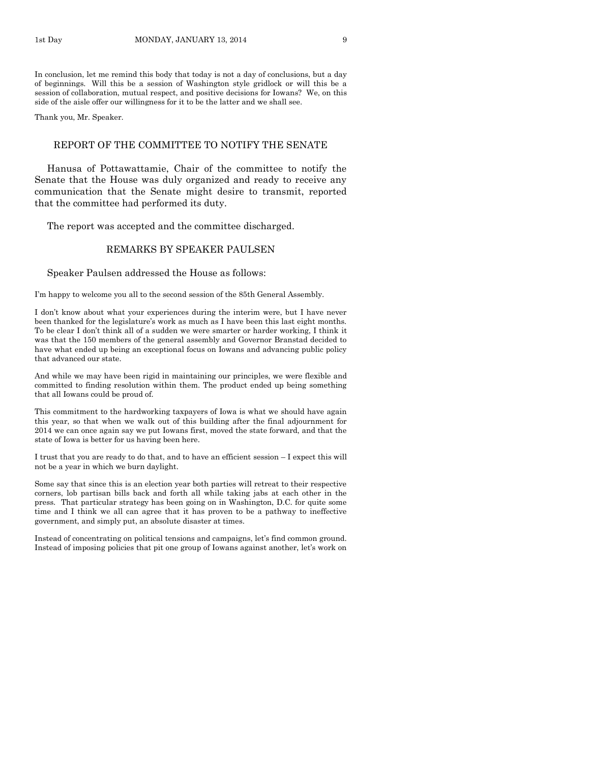In conclusion, let me remind this body that today is not a day of conclusions, but a day of beginnings. Will this be a session of Washington style gridlock or will this be a session of collaboration, mutual respect, and positive decisions for Iowans? We, on this side of the aisle offer our willingness for it to be the latter and we shall see.

Thank you, Mr. Speaker.

## REPORT OF THE COMMITTEE TO NOTIFY THE SENATE

Hanusa of Pottawattamie, Chair of the committee to notify the Senate that the House was duly organized and ready to receive any communication that the Senate might desire to transmit, reported that the committee had performed its duty.

The report was accepted and the committee discharged.

## REMARKS BY SPEAKER PAULSEN

Speaker Paulsen addressed the House as follows:

I'm happy to welcome you all to the second session of the 85th General Assembly.

I don't know about what your experiences during the interim were, but I have never been thanked for the legislature's work as much as I have been this last eight months. To be clear I don't think all of a sudden we were smarter or harder working, I think it was that the 150 members of the general assembly and Governor Branstad decided to have what ended up being an exceptional focus on Iowans and advancing public policy that advanced our state.

And while we may have been rigid in maintaining our principles, we were flexible and committed to finding resolution within them. The product ended up being something that all Iowans could be proud of.

This commitment to the hardworking taxpayers of Iowa is what we should have again this year, so that when we walk out of this building after the final adjournment for 2014 we can once again say we put Iowans first, moved the state forward, and that the state of Iowa is better for us having been here.

I trust that you are ready to do that, and to have an efficient session – I expect this will not be a year in which we burn daylight.

Some say that since this is an election year both parties will retreat to their respective corners, lob partisan bills back and forth all while taking jabs at each other in the press. That particular strategy has been going on in Washington, D.C. for quite some time and I think we all can agree that it has proven to be a pathway to ineffective government, and simply put, an absolute disaster at times.

Instead of concentrating on political tensions and campaigns, let's find common ground. Instead of imposing policies that pit one group of Iowans against another, let's work on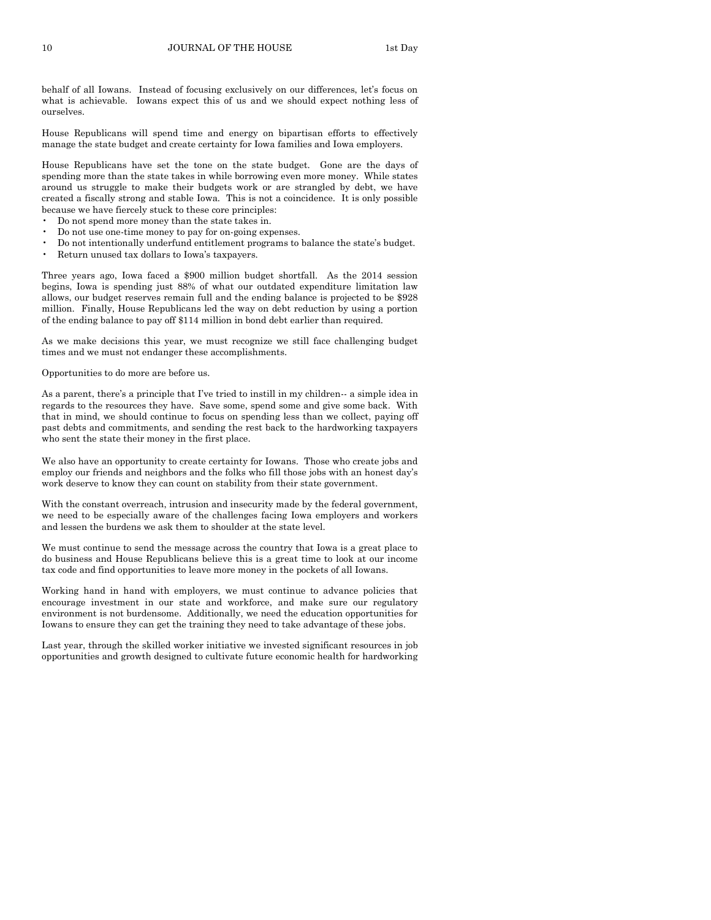behalf of all Iowans. Instead of focusing exclusively on our differences, let's focus on what is achievable. Iowans expect this of us and we should expect nothing less of ourselves.

House Republicans will spend time and energy on bipartisan efforts to effectively manage the state budget and create certainty for Iowa families and Iowa employers.

House Republicans have set the tone on the state budget. Gone are the days of spending more than the state takes in while borrowing even more money. While states around us struggle to make their budgets work or are strangled by debt, we have created a fiscally strong and stable Iowa. This is not a coincidence. It is only possible because we have fiercely stuck to these core principles:

- Do not spend more money than the state takes in.
- Do not use one-time money to pay for on-going expenses.
- Do not intentionally underfund entitlement programs to balance the state's budget.
- Return unused tax dollars to Iowa's taxpayers.

Three years ago, Iowa faced a $900 million budget shortfall. As the 2014 session begins, Iowa is spending just 88% of what our outdated expenditure limitation law allows, our budget reserves remain full and the ending balance is projected to be $928 million. Finally, House Republicans led the way on debt reduction by using a portion of the ending balance to pay off $114 million in bond debt earlier than required.

As we make decisions this year, we must recognize we still face challenging budget times and we must not endanger these accomplishments.

Opportunities to do more are before us.

As a parent, there's a principle that I've tried to instill in my children-- a simple idea in regards to the resources they have. Save some, spend some and give some back. With that in mind, we should continue to focus on spending less than we collect, paying off past debts and commitments, and sending the rest back to the hardworking taxpayers who sent the state their money in the first place.

We also have an opportunity to create certainty for Iowans. Those who create jobs and employ our friends and neighbors and the folks who fill those jobs with an honest day's work deserve to know they can count on stability from their state government.

With the constant overreach, intrusion and insecurity made by the federal government, we need to be especially aware of the challenges facing Iowa employers and workers and lessen the burdens we ask them to shoulder at the state level.

We must continue to send the message across the country that Iowa is a great place to do business and House Republicans believe this is a great time to look at our income tax code and find opportunities to leave more money in the pockets of all Iowans.

Working hand in hand with employers, we must continue to advance policies that encourage investment in our state and workforce, and make sure our regulatory environment is not burdensome. Additionally, we need the education opportunities for Iowans to ensure they can get the training they need to take advantage of these jobs.

Last year, through the skilled worker initiative we invested significant resources in job opportunities and growth designed to cultivate future economic health for hardworking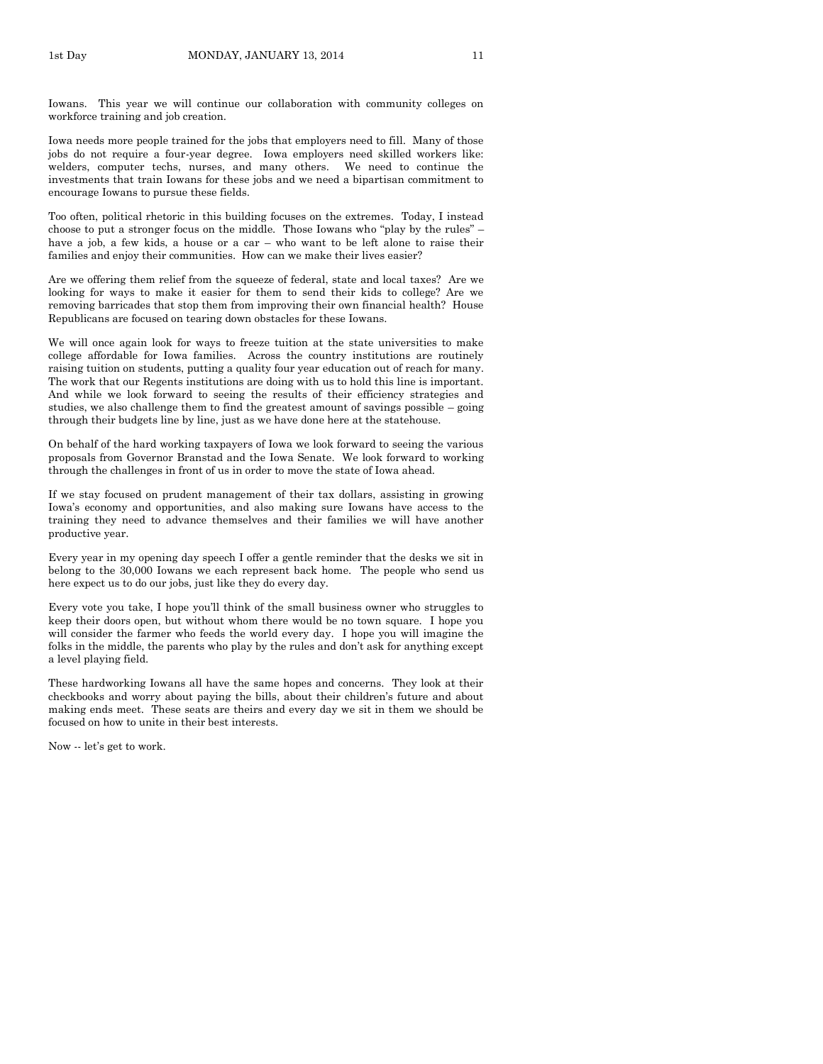Iowans. This year we will continue our collaboration with community colleges on workforce training and job creation.

Iowa needs more people trained for the jobs that employers need to fill. Many of those jobs do not require a four-year degree. Iowa employers need skilled workers like: welders, computer techs, nurses, and many others. We need to continue the investments that train Iowans for these jobs and we need a bipartisan commitment to encourage Iowans to pursue these fields.

Too often, political rhetoric in this building focuses on the extremes. Today, I instead choose to put a stronger focus on the middle. Those Iowans who "play by the rules" – have a job, a few kids, a house or a car – who want to be left alone to raise their families and enjoy their communities. How can we make their lives easier?

Are we offering them relief from the squeeze of federal, state and local taxes? Are we looking for ways to make it easier for them to send their kids to college? Are we removing barricades that stop them from improving their own financial health? House Republicans are focused on tearing down obstacles for these Iowans.

We will once again look for ways to freeze tuition at the state universities to make college affordable for Iowa families. Across the country institutions are routinely raising tuition on students, putting a quality four year education out of reach for many. The work that our Regents institutions are doing with us to hold this line is important. And while we look forward to seeing the results of their efficiency strategies and studies, we also challenge them to find the greatest amount of savings possible – going through their budgets line by line, just as we have done here at the statehouse.

On behalf of the hard working taxpayers of Iowa we look forward to seeing the various proposals from Governor Branstad and the Iowa Senate. We look forward to working through the challenges in front of us in order to move the state of Iowa ahead.

If we stay focused on prudent management of their tax dollars, assisting in growing Iowa's economy and opportunities, and also making sure Iowans have access to the training they need to advance themselves and their families we will have another productive year.

Every year in my opening day speech I offer a gentle reminder that the desks we sit in belong to the 30,000 Iowans we each represent back home. The people who send us here expect us to do our jobs, just like they do every day.

Every vote you take, I hope you'll think of the small business owner who struggles to keep their doors open, but without whom there would be no town square. I hope you will consider the farmer who feeds the world every day. I hope you will imagine the folks in the middle, the parents who play by the rules and don't ask for anything except a level playing field.

These hardworking Iowans all have the same hopes and concerns. They look at their checkbooks and worry about paying the bills, about their children's future and about making ends meet. These seats are theirs and every day we sit in them we should be focused on how to unite in their best interests.

Now -- let's get to work.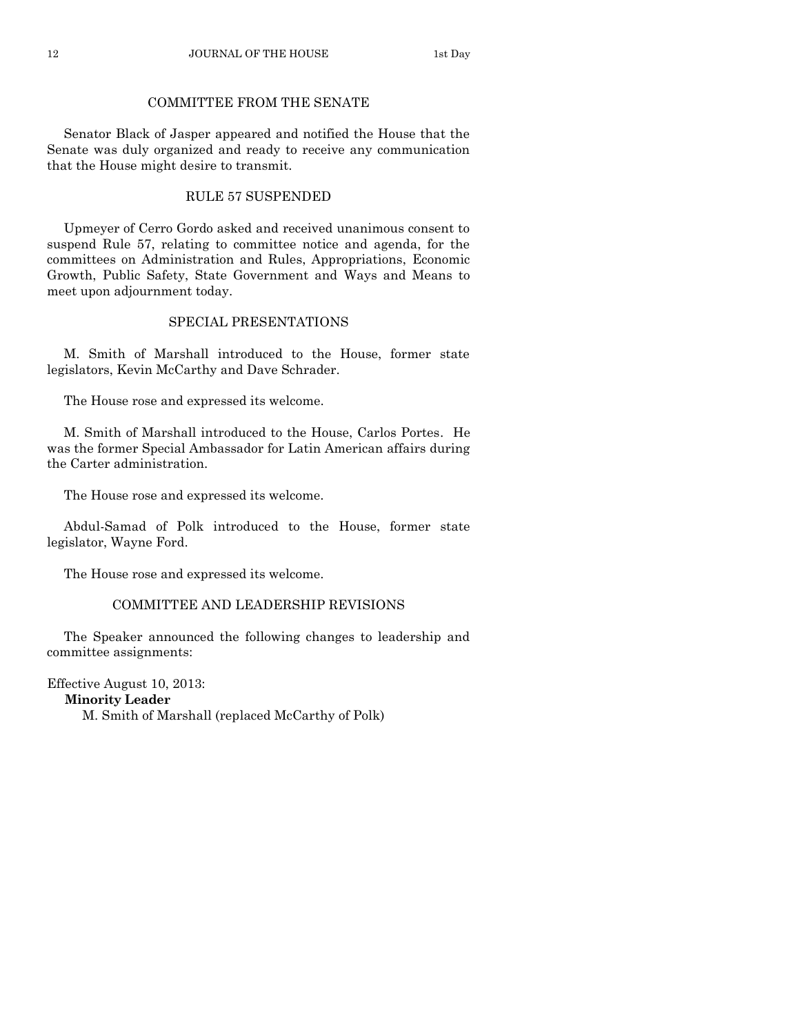## COMMITTEE FROM THE SENATE

Senator Black of Jasper appeared and notified the House that the Senate was duly organized and ready to receive any communication that the House might desire to transmit.

## RULE 57 SUSPENDED

Upmeyer of Cerro Gordo asked and received unanimous consent to suspend Rule 57, relating to committee notice and agenda, for the committees on Administration and Rules, Appropriations, Economic Growth, Public Safety, State Government and Ways and Means to meet upon adjournment today.

## SPECIAL PRESENTATIONS

M. Smith of Marshall introduced to the House, former state legislators, Kevin McCarthy and Dave Schrader.

The House rose and expressed its welcome.

M. Smith of Marshall introduced to the House, Carlos Portes. He was the former Special Ambassador for Latin American affairs during the Carter administration.

The House rose and expressed its welcome.

Abdul-Samad of Polk introduced to the House, former state legislator, Wayne Ford.

The House rose and expressed its welcome.

## COMMITTEE AND LEADERSHIP REVISIONS

The Speaker announced the following changes to leadership and committee assignments:

Effective August 10, 2013:

**Minority Leader**

M. Smith of Marshall (replaced McCarthy of Polk)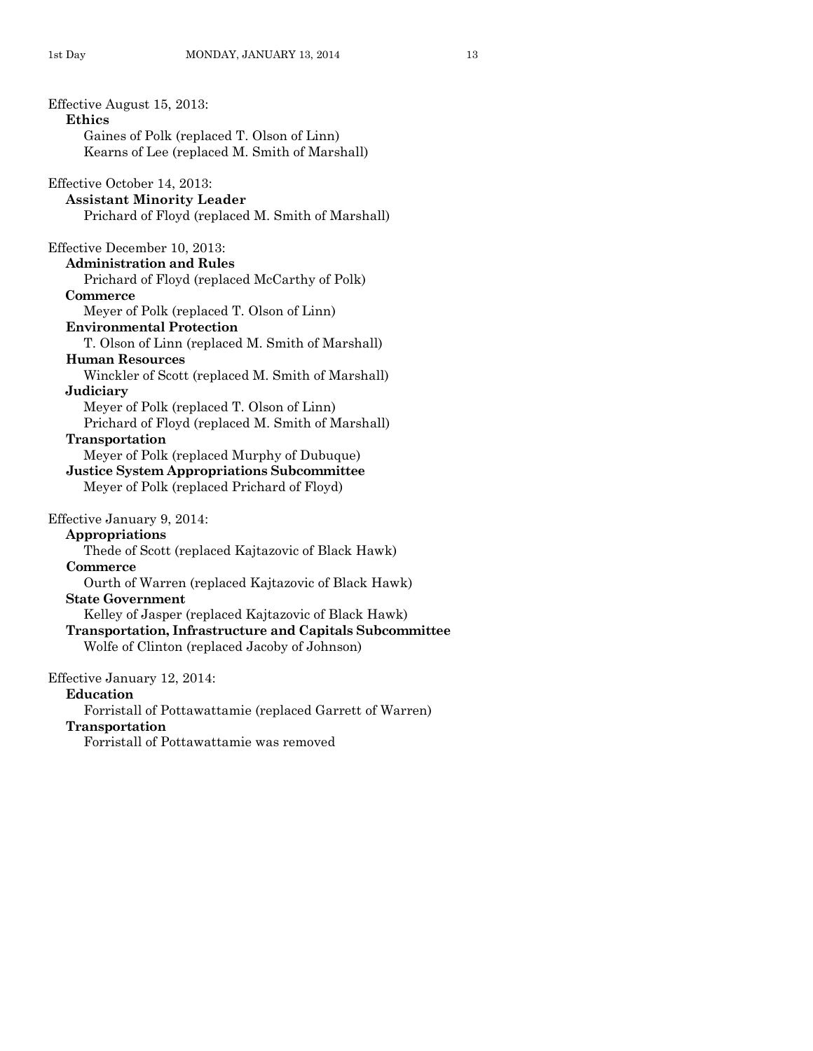Effective August 15, 2013:

**Ethics**

Gaines of Polk (replaced T. Olson of Linn)
Kearns of Lee (replaced M. Smith of Marshall)

Effective October 14, 2013:

**Assistant Minority Leader**

Prichard of Floyd (replaced M. Smith of Marshall)

Effective December 10, 2013:

**Administration and Rules**

Prichard of Floyd (replaced McCarthy of Polk)

**Commerce**

Meyer of Polk (replaced T. Olson of Linn)

**Environmental Protection**

T. Olson of Linn (replaced M. Smith of Marshall)

**Human Resources**

Winckler of Scott (replaced M. Smith of Marshall)

**Judiciary**

Meyer of Polk (replaced T. Olson of Linn)
Prichard of Floyd (replaced M. Smith of Marshall)

**Transportation**

Meyer of Polk (replaced Murphy of Dubuque)

**Justice System Appropriations Subcommittee**

Meyer of Polk (replaced Prichard of Floyd)

Effective January 9, 2014:

**Appropriations**

Thede of Scott (replaced Kajtazovic of Black Hawk)

**Commerce**

Ourth of Warren (replaced Kajtazovic of Black Hawk)

**State Government**

Kelley of Jasper (replaced Kajtazovic of Black Hawk)

**Transportation, Infrastructure and Capitals Subcommittee**

Wolfe of Clinton (replaced Jacoby of Johnson)

Effective January 12, 2014:

**Education**

Forristall of Pottawattamie (replaced Garrett of Warren)

**Transportation**

Forristall of Pottawattamie was removed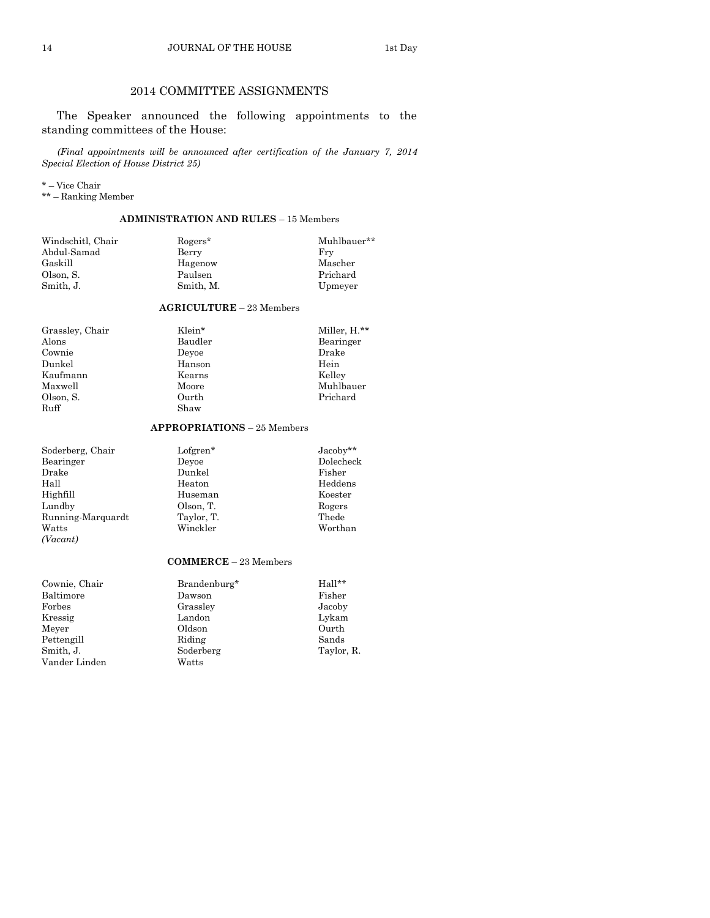## 2014 COMMITTEE ASSIGNMENTS

The Speaker announced the following appointments to the standing committees of the House:

*(Final appointments will be announced after certification of the January 7, 2014 Special Election of House District 25)*

* – Vice Chair
** – Ranking Member

### ADMINISTRATION AND RULES – 15 Members

| | | |
|---|---|---|
| Windschitl, Chair | Rogers* | Muhlbauer** |
| Abdul-Samad | Berry | Fry |
| Gaskill | Hagenow | Mascher |
| Olson, S. | Paulsen | Prichard |
| Smith, J. | Smith, M. | Upmeyer |

### AGRICULTURE – 23 Members

| | | |
|---|---|---|
| Grassley, Chair | Klein* | Miller, H.** |
| Alons | Baudler | Bearinger |
| Cownie | Deyoe | Drake |
| Dunkel | Hanson | Hein |
| Kaufmann | Kearns | Kelley |
| Maxwell | Moore | Muhlbauer |
| Olson, S. | Ourth | Prichard |
| Ruff | Shaw | |

### APPROPRIATIONS – 25 Members

| | | |
|---|---|---|
| Soderberg, Chair | Lofgren* | Jacoby** |
| Bearinger | Deyoe | Dolecheck |
| Drake | Dunkel | Fisher |
| Hall | Heaton | Heddens |
| Highfill | Huseman | Koester |
| Lundby | Olson, T. | Rogers |
| Running-Marquardt | Taylor, T. | Thede |
| Watts | Winckler | Worthan |
| *(Vacant)* | | |

### COMMERCE – 23 Members

| | | |
|---|---|---|
| Cownie, Chair | Brandenburg* | Hall** |
| Baltimore | Dawson | Fisher |
| Forbes | Grassley | Jacoby |
| Kressig | Landon | Lykam |
| Meyer | Oldson | Ourth |
| Pettengill | Riding | Sands |
| Smith, J. | Soderberg | Taylor, R. |
| Vander Linden | Watts | |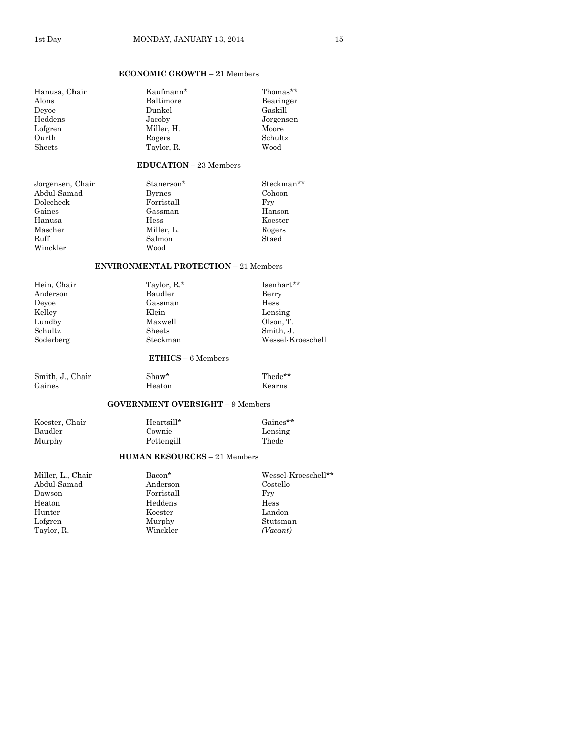**ECONOMIC GROWTH** – 21 Members

| | | |
|---|---|---|
| Hanusa, Chair | Kaufmann* | Thomas** |
| Alons | Baltimore | Bearinger |
| Deyoe | Dunkel | Gaskill |
| Heddens | Jacoby | Jorgensen |
| Lofgren | Miller, H. | Moore |
| Ourth | Rogers | Schultz |
| Sheets | Taylor, R. | Wood |

**EDUCATION** – 23 Members

| | | |
|---|---|---|
| Jorgensen, Chair | Stanerson* | Steckman** |
| Abdul-Samad | Byrnes | Cohoon |
| Dolecheck | Forristall | Fry |
| Gaines | Gassman | Hanson |
| Hanusa | Hess | Koester |
| Mascher | Miller, L. | Rogers |
| Ruff | Salmon | Staed |
| Winckler | Wood | |

**ENVIRONMENTAL PROTECTION** – 21 Members

| | | |
|---|---|---|
| Hein, Chair | Taylor, R.* | Isenhart** |
| Anderson | Baudler | Berry |
| Deyoe | Gassman | Hess |
| Kelley | Klein | Lensing |
| Lundby | Maxwell | Olson, T. |
| Schultz | Sheets | Smith, J. |
| Soderberg | Steckman | Wessel-Kroeschell |

**ETHICS** – 6 Members

| | | |
|---|---|---|
| Smith, J., Chair | Shaw* | Thede** |
| Gaines | Heaton | Kearns |

**GOVERNMENT OVERSIGHT** – 9 Members

| | | |
|---|---|---|
| Koester, Chair | Heartsill* | Gaines** |
| Baudler | Cownie | Lensing |
| Murphy | Pettengill | Thede |

**HUMAN RESOURCES** – 21 Members

| | | |
|---|---|---|
| Miller, L., Chair | Bacon* | Wessel-Kroeschell** |
| Abdul-Samad | Anderson | Costello |
| Dawson | Forristall | Fry |
| Heaton | Heddens | Hess |
| Hunter | Koester | Landon |
| Lofgren | Murphy | Stutsman |
| Taylor, R. | Winckler | *(Vacant)* |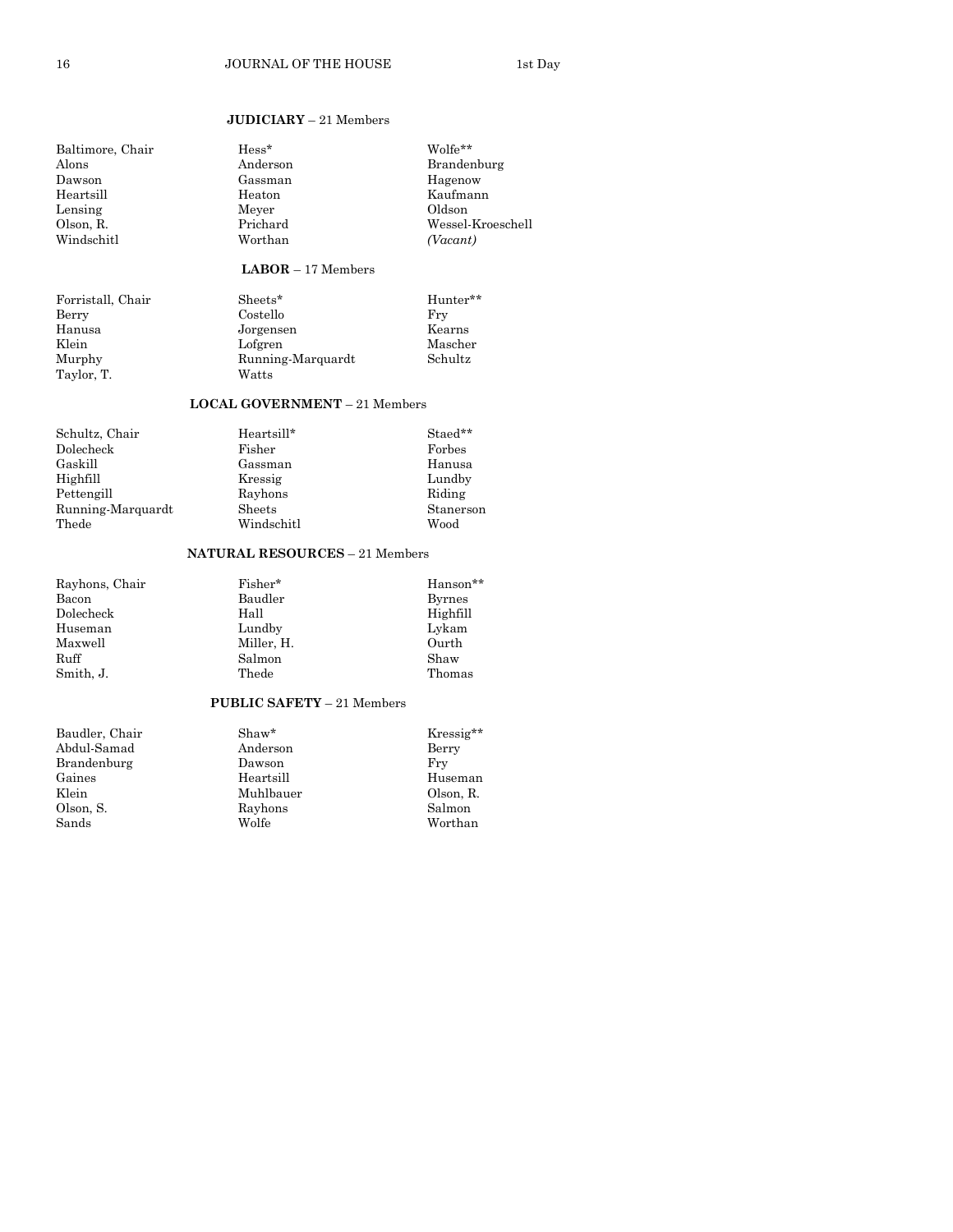**JUDICIARY** – 21 Members

| | | |
|---|---|---|
| Baltimore, Chair | Hess* | Wolfe** |
| Alons | Anderson | Brandenburg |
| Dawson | Gassman | Hagenow |
| Heartsill | Heaton | Kaufmann |
| Lensing | Meyer | Oldson |
| Olson, R. | Prichard | Wessel-Kroeschell |
| Windschitl | Worthan | *(Vacant)* |

**LABOR** – 17 Members

| | | |
|---|---|---|
| Forristall, Chair | Sheets* | Hunter** |
| Berry | Costello | Fry |
| Hanusa | Jorgensen | Kearns |
| Klein | Lofgren | Mascher |
| Murphy | Running-Marquardt | Schultz |
| Taylor, T. | Watts | |

**LOCAL GOVERNMENT** – 21 Members

| | | |
|---|---|---|
| Schultz, Chair | Heartsill* | Staed** |
| Dolecheck | Fisher | Forbes |
| Gaskill | Gassman | Hanusa |
| Highfill | Kressig | Lundby |
| Pettengill | Rayhons | Riding |
| Running-Marquardt | Sheets | Stanerson |
| Thede | Windschitl | Wood |

**NATURAL RESOURCES** – 21 Members

| | | |
|---|---|---|
| Rayhons, Chair | Fisher* | Hanson** |
| Bacon | Baudler | Byrnes |
| Dolecheck | Hall | Highfill |
| Huseman | Lundby | Lykam |
| Maxwell | Miller, H. | Ourth |
| Ruff | Salmon | Shaw |
| Smith, J. | Thede | Thomas |

**PUBLIC SAFETY** – 21 Members

| | | |
|---|---|---|
| Baudler, Chair | Shaw* | Kressig** |
| Abdul-Samad | Anderson | Berry |
| Brandenburg | Dawson | Fry |
| Gaines | Heartsill | Huseman |
| Klein | Muhlbauer | Olson, R. |
| Olson, S. | Rayhons | Salmon |
| Sands | Wolfe | Worthan |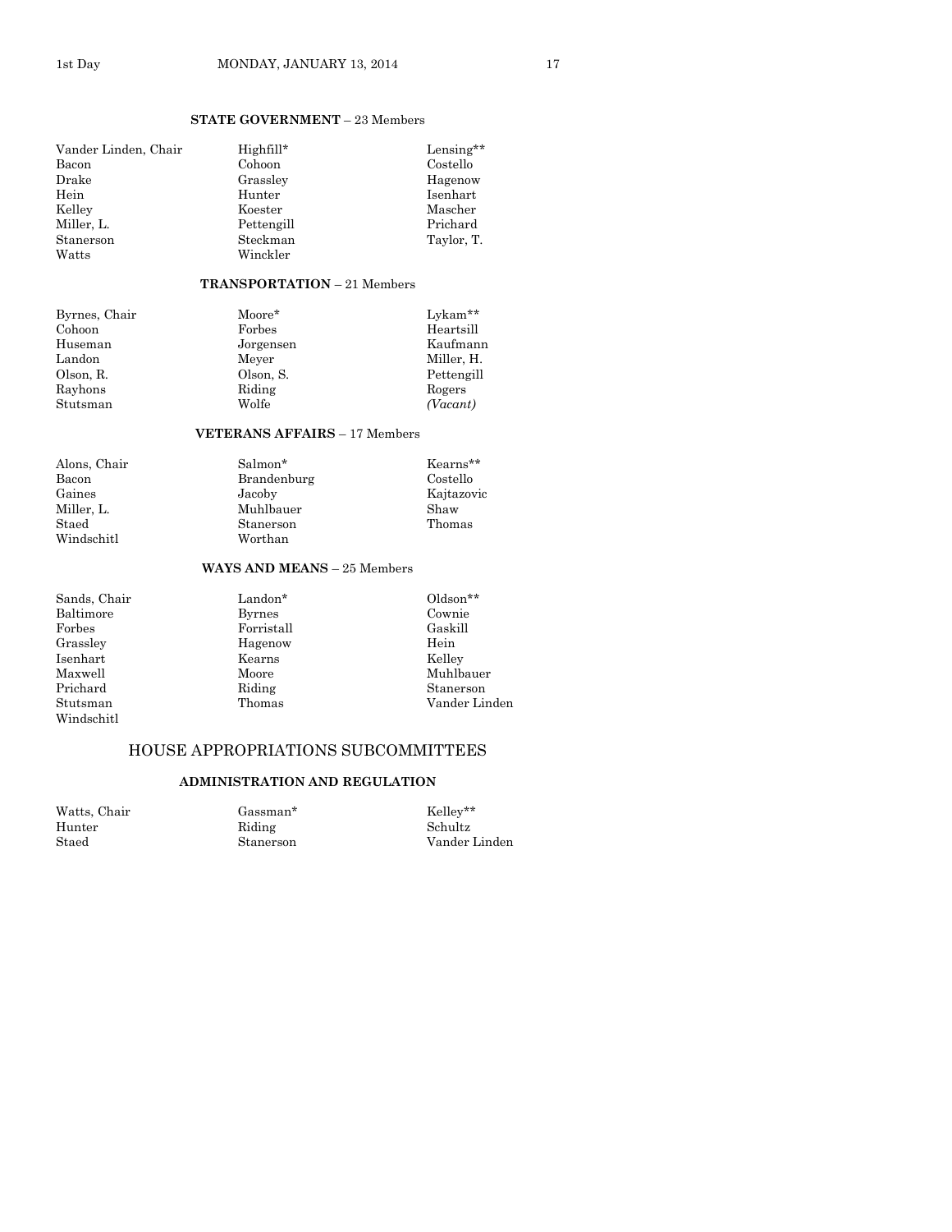**STATE GOVERNMENT** – 23 Members

| | | |
|---|---|---|
| Vander Linden, Chair | Highfill* | Lensing** |
| Bacon | Cohoon | Costello |
| Drake | Grassley | Hagenow |
| Hein | Hunter | Isenhart |
| Kelley | Koester | Mascher |
| Miller, L. | Pettengill | Prichard |
| Stanerson | Steckman | Taylor, T. |
| Watts | Winckler | |

**TRANSPORTATION** – 21 Members

| | | |
|---|---|---|
| Byrnes, Chair | Moore* | Lykam** |
| Cohoon | Forbes | Heartsill |
| Huseman | Jorgensen | Kaufmann |
| Landon | Meyer | Miller, H. |
| Olson, R. | Olson, S. | Pettengill |
| Rayhons | Riding | Rogers |
| Stutsman | Wolfe | *(Vacant)* |

**VETERANS AFFAIRS** – 17 Members

| | | |
|---|---|---|
| Alons, Chair | Salmon* | Kearns** |
| Bacon | Brandenburg | Costello |
| Gaines | Jacoby | Kajtazovic |
| Miller, L. | Muhlbauer | Shaw |
| Staed | Stanerson | Thomas |
| Windschitl | Worthan | |

**WAYS AND MEANS** – 25 Members

| | | |
|---|---|---|
| Sands, Chair | Landon* | Oldson** |
| Baltimore | Byrnes | Cownie |
| Forbes | Forristall | Gaskill |
| Grassley | Hagenow | Hein |
| Isenhart | Kearns | Kelley |
| Maxwell | Moore | Muhlbauer |
| Prichard | Riding | Stanerson |
| Stutsman | Thomas | Vander Linden |
| Windschitl | | |

## HOUSE APPROPRIATIONS SUBCOMMITTEES

**ADMINISTRATION AND REGULATION**

| | | |
|---|---|---|
| Watts, Chair | Gassman* | Kelley** |
| Hunter | Riding | Schultz |
| Staed | Stanerson | Vander Linden |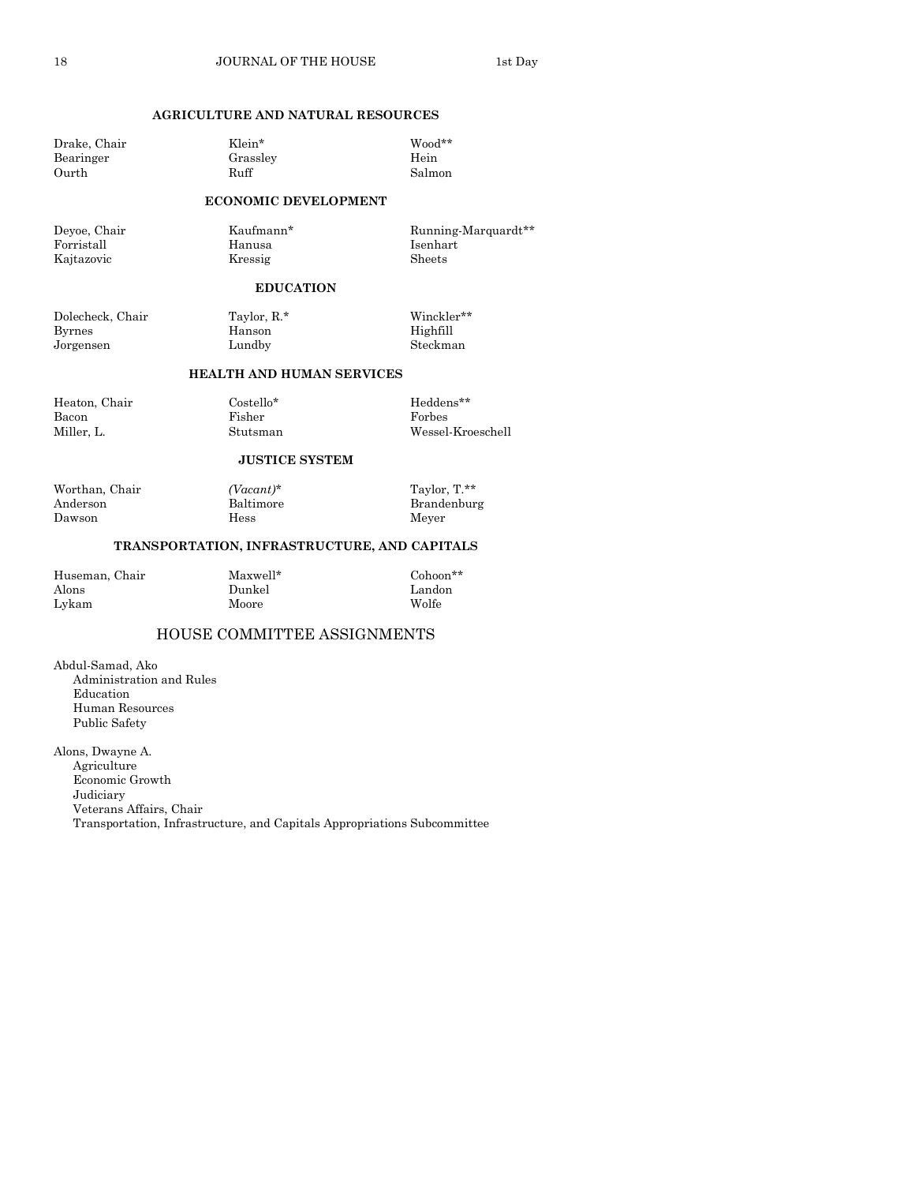### AGRICULTURE AND NATURAL RESOURCES

| | | |
|---|---|---|
| Drake, Chair | Klein* | Wood** |
| Bearinger | Grassley | Hein |
| Ourth | Ruff | Salmon |

### ECONOMIC DEVELOPMENT

| | | |
|---|---|---|
| Deyoe, Chair | Kaufmann* | Running-Marquardt** |
| Forristall | Hanusa | Isenhart |
| Kajtazovic | Kressig | Sheets |

### EDUCATION

| | | |
|---|---|---|
| Dolecheck, Chair | Taylor, R.* | Winckler** |
| Byrnes | Hanson | Highfill |
| Jorgensen | Lundby | Steckman |

### HEALTH AND HUMAN SERVICES

| | | |
|---|---|---|
| Heaton, Chair | Costello* | Heddens** |
| Bacon | Fisher | Forbes |
| Miller, L. | Stutsman | Wessel-Kroeschell |

### JUSTICE SYSTEM

| | | |
|---|---|---|
| Worthan, Chair | *(Vacant)** | Taylor, T.** |
| Anderson | Baltimore | Brandenburg |
| Dawson | Hess | Meyer |

### TRANSPORTATION, INFRASTRUCTURE, AND CAPITALS

| | | |
|---|---|---|
| Huseman, Chair | Maxwell* | Cohoon** |
| Alons | Dunkel | Landon |
| Lykam | Moore | Wolfe |

## HOUSE COMMITTEE ASSIGNMENTS

Abdul-Samad, Ako
- Administration and Rules
- Education
- Human Resources
- Public Safety

Alons, Dwayne A.
- Agriculture
- Economic Growth
- Judiciary
- Veterans Affairs, Chair
- Transportation, Infrastructure, and Capitals Appropriations Subcommittee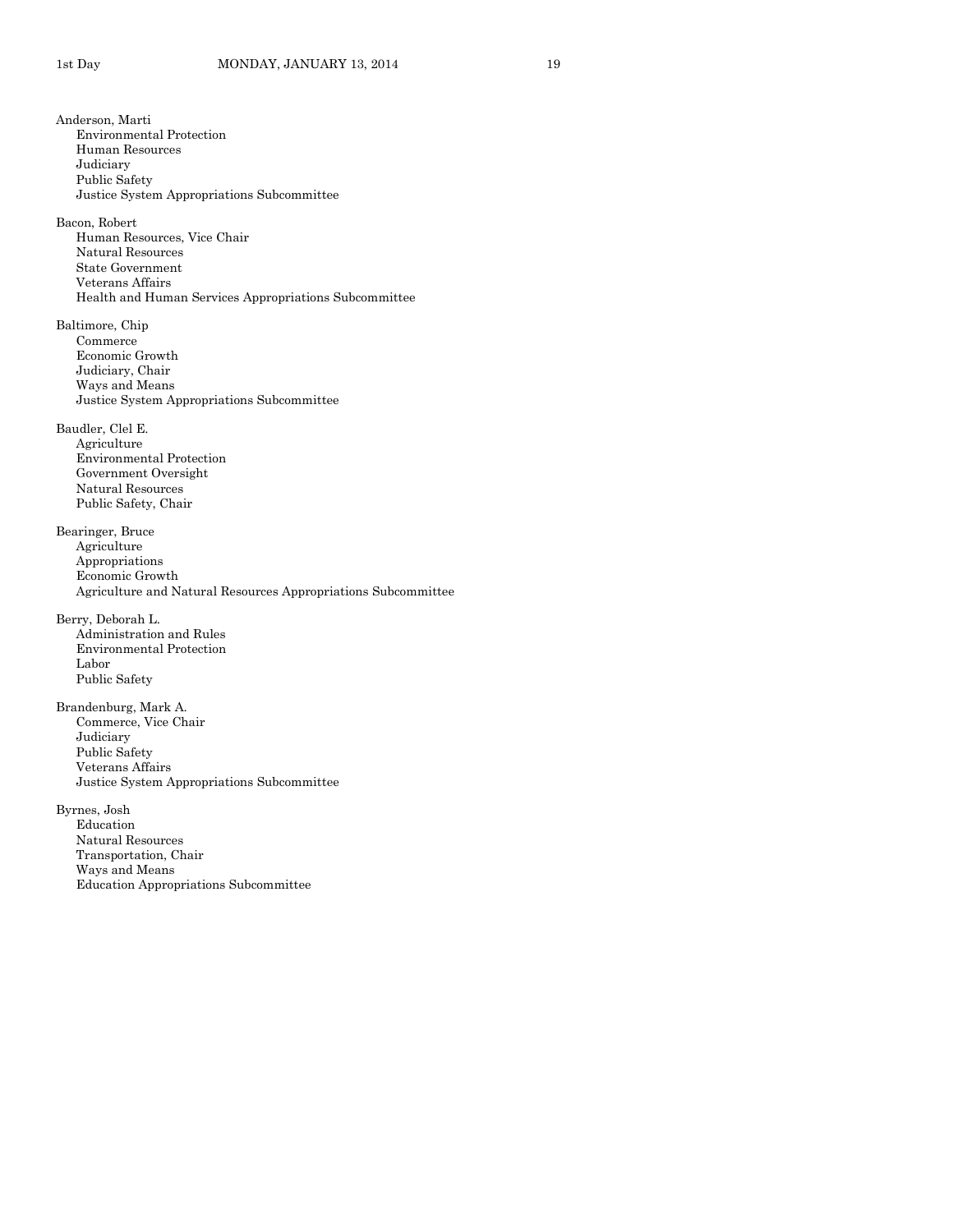Anderson, Marti
- Environmental Protection
- Human Resources
- Judiciary
- Public Safety
- Justice System Appropriations Subcommittee

Bacon, Robert
- Human Resources, Vice Chair
- Natural Resources
- State Government
- Veterans Affairs
- Health and Human Services Appropriations Subcommittee

Baltimore, Chip
- Commerce
- Economic Growth
- Judiciary, Chair
- Ways and Means
- Justice System Appropriations Subcommittee

Baudler, Clel E.
- Agriculture
- Environmental Protection
- Government Oversight
- Natural Resources
- Public Safety, Chair

Bearinger, Bruce
- Agriculture
- Appropriations
- Economic Growth
- Agriculture and Natural Resources Appropriations Subcommittee

Berry, Deborah L.
- Administration and Rules
- Environmental Protection
- Labor
- Public Safety

Brandenburg, Mark A.
- Commerce, Vice Chair
- Judiciary
- Public Safety
- Veterans Affairs
- Justice System Appropriations Subcommittee

Byrnes, Josh
- Education
- Natural Resources
- Transportation, Chair
- Ways and Means
- Education Appropriations Subcommittee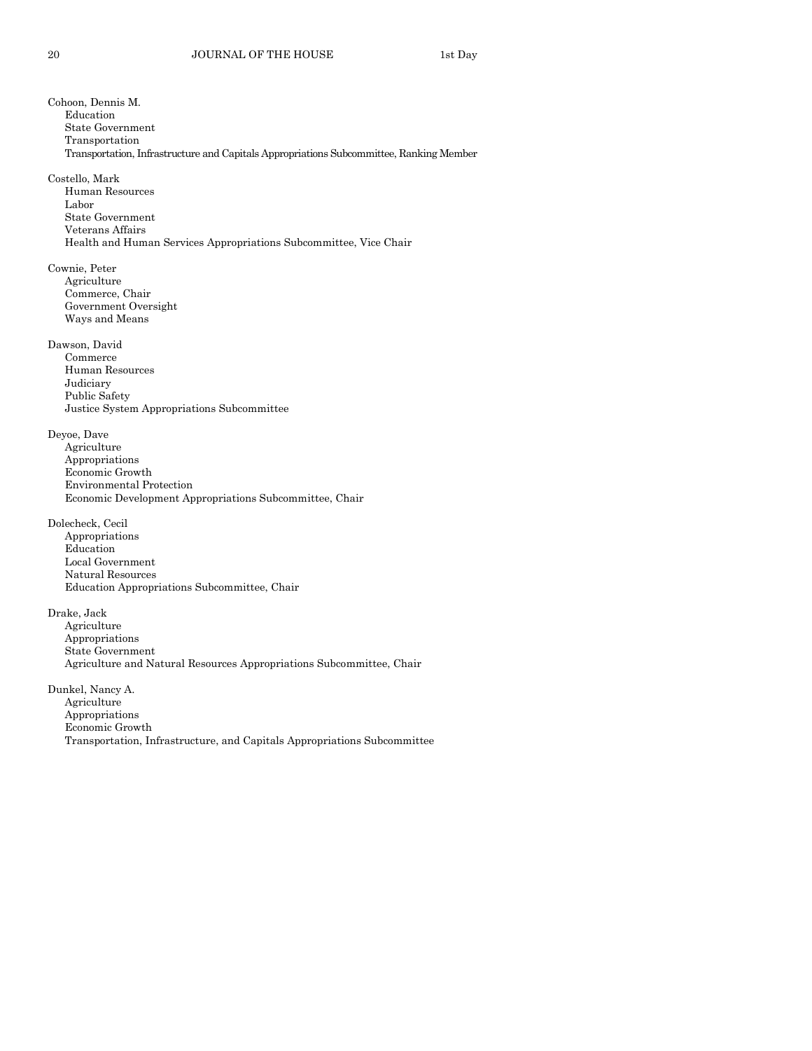Cohoon, Dennis M.
- Education
- State Government
- Transportation
- Transportation, Infrastructure and Capitals Appropriations Subcommittee, Ranking Member

Costello, Mark
- Human Resources
- Labor
- State Government
- Veterans Affairs
- Health and Human Services Appropriations Subcommittee, Vice Chair

Cownie, Peter
- Agriculture
- Commerce, Chair
- Government Oversight
- Ways and Means

Dawson, David
- Commerce
- Human Resources
- Judiciary
- Public Safety
- Justice System Appropriations Subcommittee

Deyoe, Dave
- Agriculture
- Appropriations
- Economic Growth
- Environmental Protection
- Economic Development Appropriations Subcommittee, Chair

Dolecheck, Cecil
- Appropriations
- Education
- Local Government
- Natural Resources
- Education Appropriations Subcommittee, Chair

Drake, Jack
- Agriculture
- Appropriations
- State Government
- Agriculture and Natural Resources Appropriations Subcommittee, Chair

Dunkel, Nancy A.
- Agriculture
- Appropriations
- Economic Growth
- Transportation, Infrastructure, and Capitals Appropriations Subcommittee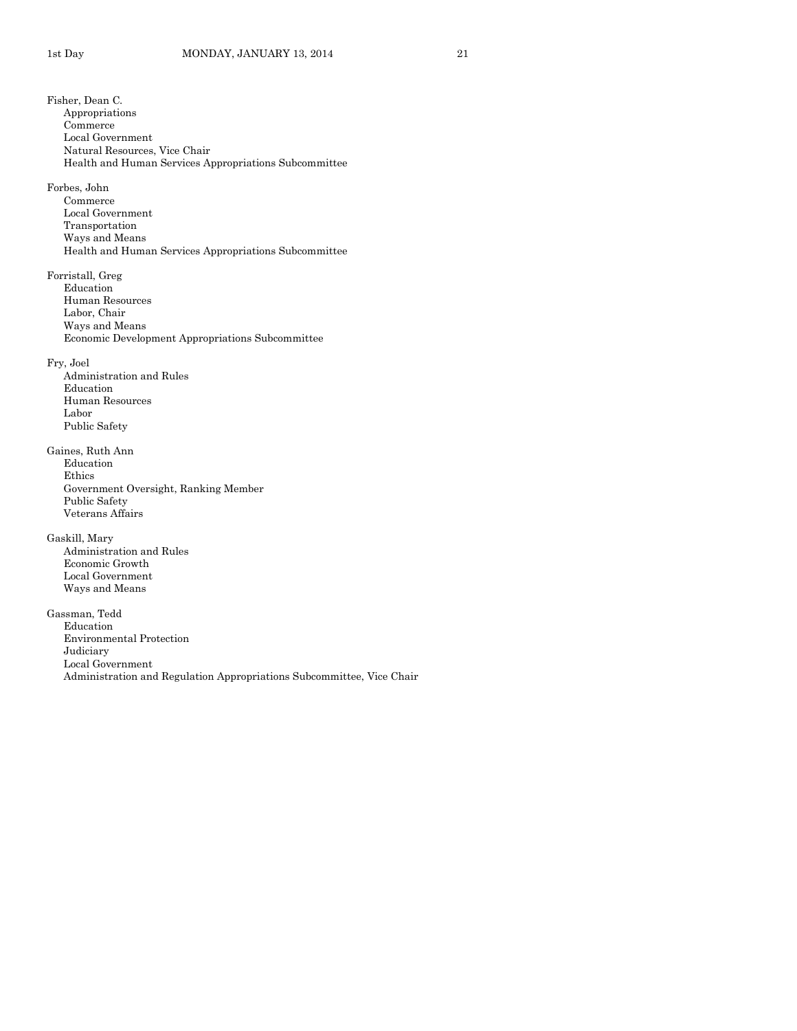Fisher, Dean C.
- Appropriations
- Commerce
- Local Government
- Natural Resources, Vice Chair
- Health and Human Services Appropriations Subcommittee

Forbes, John
- Commerce
- Local Government
- Transportation
- Ways and Means
- Health and Human Services Appropriations Subcommittee

Forristall, Greg
- Education
- Human Resources
- Labor, Chair
- Ways and Means
- Economic Development Appropriations Subcommittee

Fry, Joel
- Administration and Rules
- Education
- Human Resources
- Labor
- Public Safety

Gaines, Ruth Ann
- Education
- Ethics
- Government Oversight, Ranking Member
- Public Safety
- Veterans Affairs

Gaskill, Mary
- Administration and Rules
- Economic Growth
- Local Government
- Ways and Means

Gassman, Tedd
- Education
- Environmental Protection
- Judiciary
- Local Government
- Administration and Regulation Appropriations Subcommittee, Vice Chair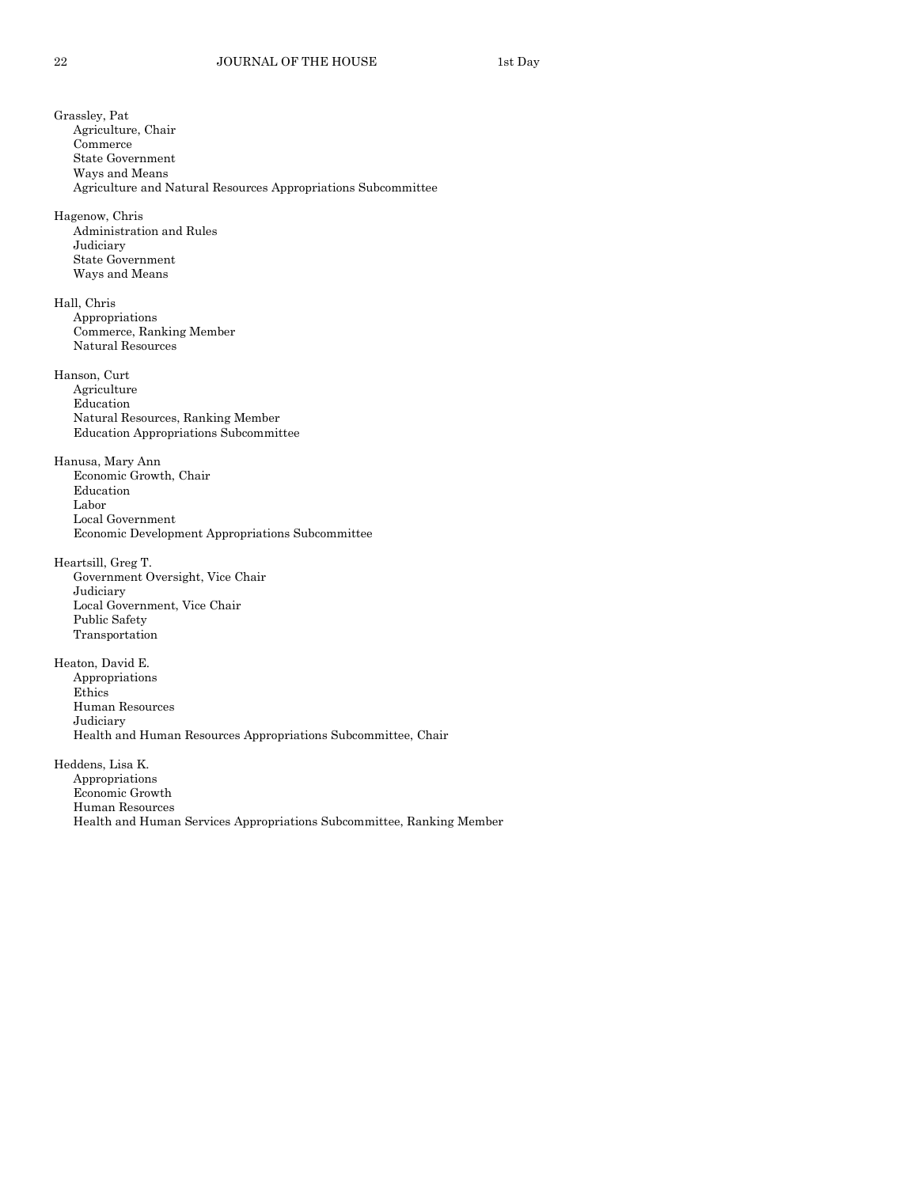Grassley, Pat
- Agriculture, Chair
- Commerce
- State Government
- Ways and Means
- Agriculture and Natural Resources Appropriations Subcommittee

Hagenow, Chris
- Administration and Rules
- Judiciary
- State Government
- Ways and Means

Hall, Chris
- Appropriations
- Commerce, Ranking Member
- Natural Resources

Hanson, Curt
- Agriculture
- Education
- Natural Resources, Ranking Member
- Education Appropriations Subcommittee

Hanusa, Mary Ann
- Economic Growth, Chair
- Education
- Labor
- Local Government
- Economic Development Appropriations Subcommittee

Heartsill, Greg T.
- Government Oversight, Vice Chair
- Judiciary
- Local Government, Vice Chair
- Public Safety
- Transportation

Heaton, David E.
- Appropriations
- Ethics
- Human Resources
- Judiciary
- Health and Human Resources Appropriations Subcommittee, Chair

Heddens, Lisa K.
- Appropriations
- Economic Growth
- Human Resources
- Health and Human Services Appropriations Subcommittee, Ranking Member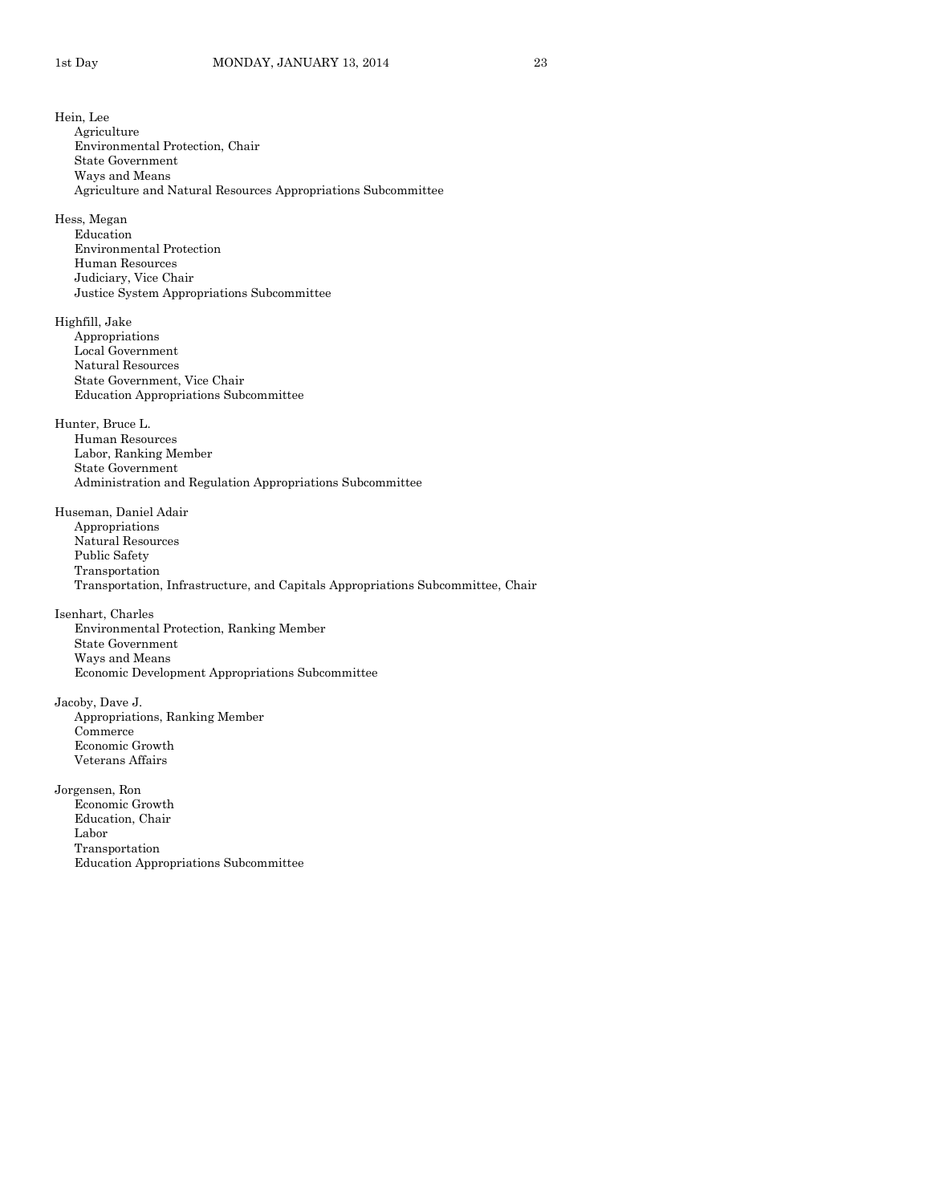Hein, Lee
- Agriculture
- Environmental Protection, Chair
- State Government
- Ways and Means
- Agriculture and Natural Resources Appropriations Subcommittee

Hess, Megan
- Education
- Environmental Protection
- Human Resources
- Judiciary, Vice Chair
- Justice System Appropriations Subcommittee

Highfill, Jake
- Appropriations
- Local Government
- Natural Resources
- State Government, Vice Chair
- Education Appropriations Subcommittee

Hunter, Bruce L.
- Human Resources
- Labor, Ranking Member
- State Government
- Administration and Regulation Appropriations Subcommittee

Huseman, Daniel Adair
- Appropriations
- Natural Resources
- Public Safety
- Transportation
- Transportation, Infrastructure, and Capitals Appropriations Subcommittee, Chair

Isenhart, Charles
- Environmental Protection, Ranking Member
- State Government
- Ways and Means
- Economic Development Appropriations Subcommittee

Jacoby, Dave J.
- Appropriations, Ranking Member
- Commerce
- Economic Growth
- Veterans Affairs

Jorgensen, Ron
- Economic Growth
- Education, Chair
- Labor
- Transportation
- Education Appropriations Subcommittee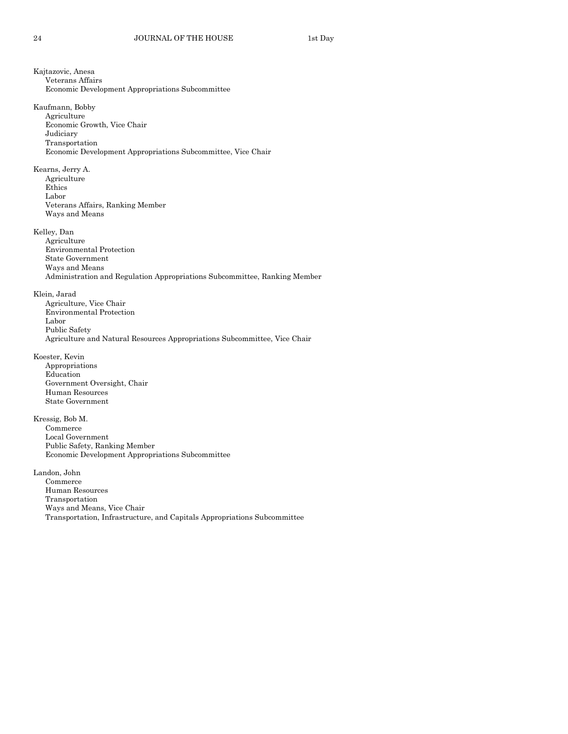Kajtazovic, Anesa
- Veterans Affairs
- Economic Development Appropriations Subcommittee

Kaufmann, Bobby
- Agriculture
- Economic Growth, Vice Chair
- Judiciary
- Transportation
- Economic Development Appropriations Subcommittee, Vice Chair

Kearns, Jerry A.
- Agriculture
- Ethics
- Labor
- Veterans Affairs, Ranking Member
- Ways and Means

Kelley, Dan
- Agriculture
- Environmental Protection
- State Government
- Ways and Means
- Administration and Regulation Appropriations Subcommittee, Ranking Member

Klein, Jarad
- Agriculture, Vice Chair
- Environmental Protection
- Labor
- Public Safety
- Agriculture and Natural Resources Appropriations Subcommittee, Vice Chair

Koester, Kevin
- Appropriations
- Education
- Government Oversight, Chair
- Human Resources
- State Government

Kressig, Bob M.
- Commerce
- Local Government
- Public Safety, Ranking Member
- Economic Development Appropriations Subcommittee

Landon, John
- Commerce
- Human Resources
- Transportation
- Ways and Means, Vice Chair
- Transportation, Infrastructure, and Capitals Appropriations Subcommittee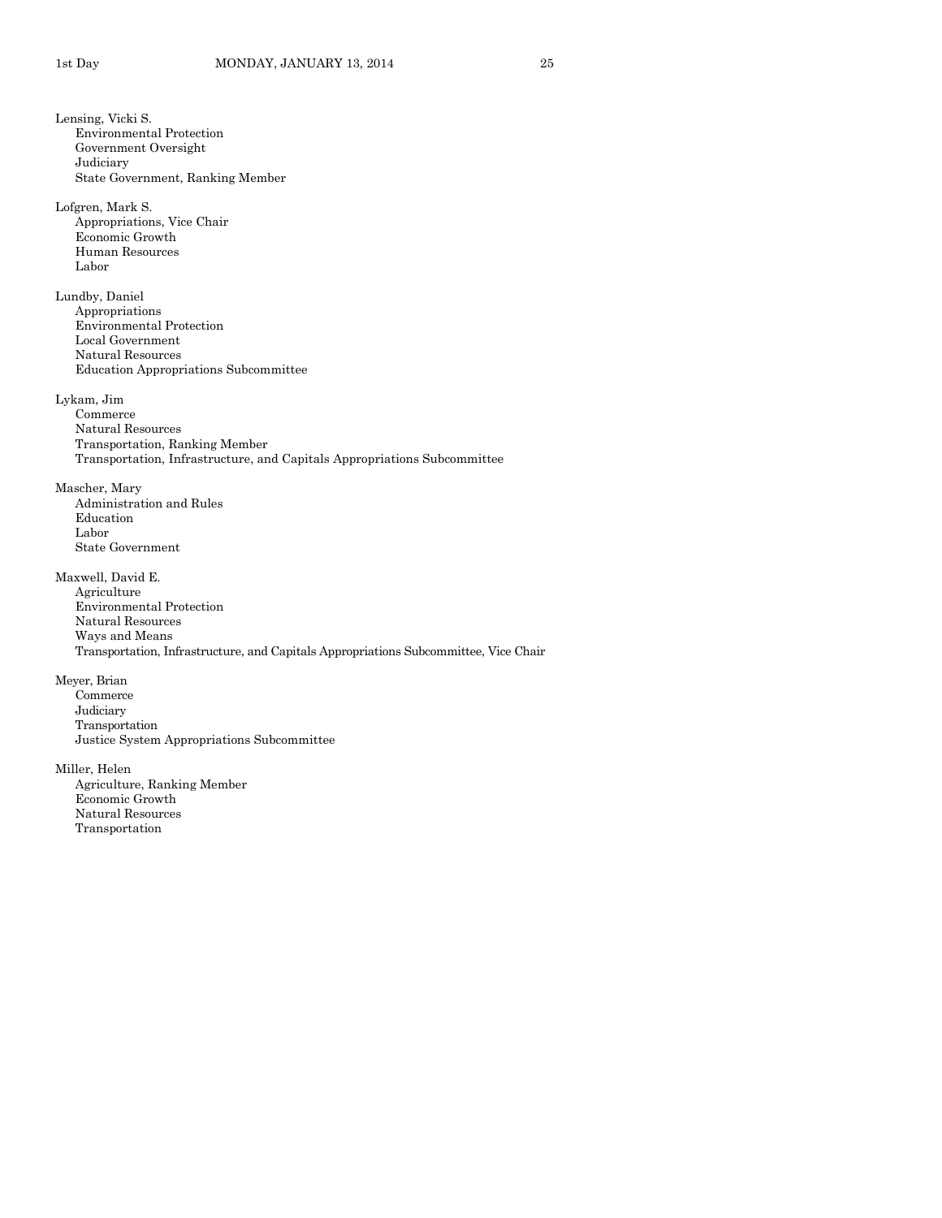Lensing, Vicki S.
- Environmental Protection
- Government Oversight
- Judiciary
- State Government, Ranking Member

Lofgren, Mark S.
- Appropriations, Vice Chair
- Economic Growth
- Human Resources
- Labor

Lundby, Daniel
- Appropriations
- Environmental Protection
- Local Government
- Natural Resources
- Education Appropriations Subcommittee

Lykam, Jim
- Commerce
- Natural Resources
- Transportation, Ranking Member
- Transportation, Infrastructure, and Capitals Appropriations Subcommittee

Mascher, Mary
- Administration and Rules
- Education
- Labor
- State Government

Maxwell, David E.
- Agriculture
- Environmental Protection
- Natural Resources
- Ways and Means
- Transportation, Infrastructure, and Capitals Appropriations Subcommittee, Vice Chair

Meyer, Brian
- Commerce
- Judiciary
- Transportation
- Justice System Appropriations Subcommittee

Miller, Helen
- Agriculture, Ranking Member
- Economic Growth
- Natural Resources
- Transportation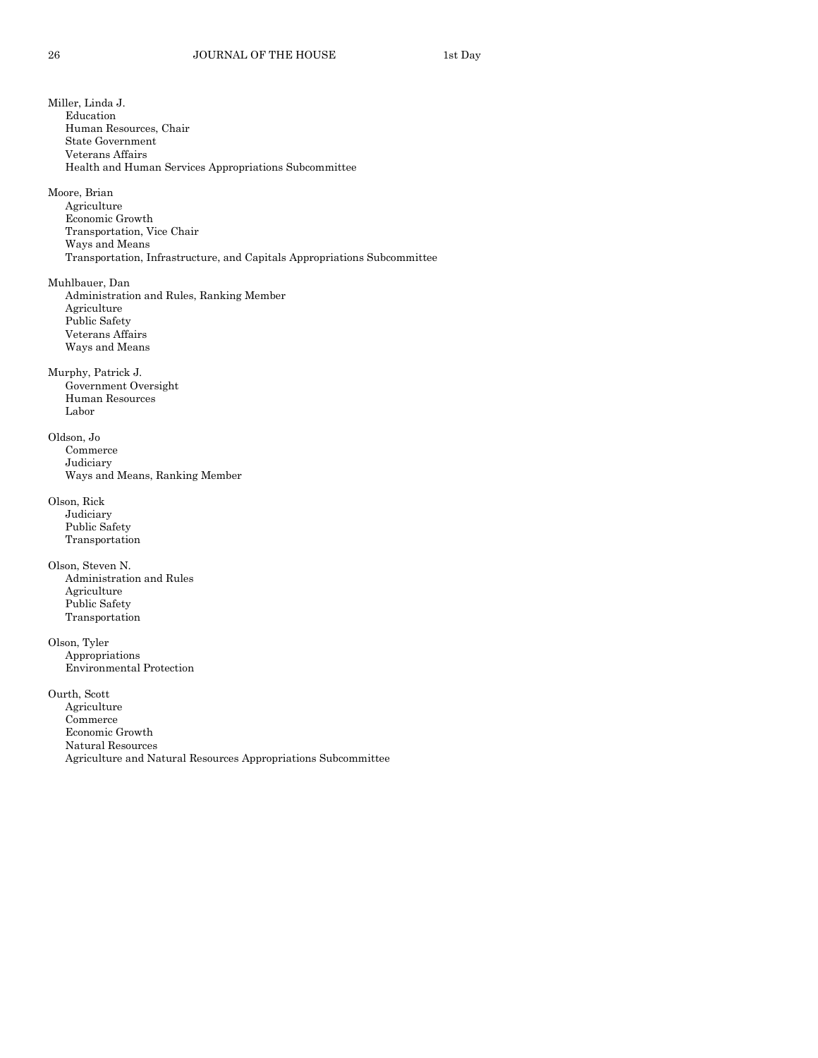Miller, Linda J.
- Education
- Human Resources, Chair
- State Government
- Veterans Affairs
- Health and Human Services Appropriations Subcommittee

Moore, Brian
- Agriculture
- Economic Growth
- Transportation, Vice Chair
- Ways and Means
- Transportation, Infrastructure, and Capitals Appropriations Subcommittee

Muhlbauer, Dan
- Administration and Rules, Ranking Member
- Agriculture
- Public Safety
- Veterans Affairs
- Ways and Means

Murphy, Patrick J.
- Government Oversight
- Human Resources
- Labor

Oldson, Jo
- Commerce
- Judiciary
- Ways and Means, Ranking Member

Olson, Rick
- Judiciary
- Public Safety
- Transportation

Olson, Steven N.
- Administration and Rules
- Agriculture
- Public Safety
- Transportation

Olson, Tyler
- Appropriations
- Environmental Protection

Ourth, Scott
- Agriculture
- Commerce
- Economic Growth
- Natural Resources
- Agriculture and Natural Resources Appropriations Subcommittee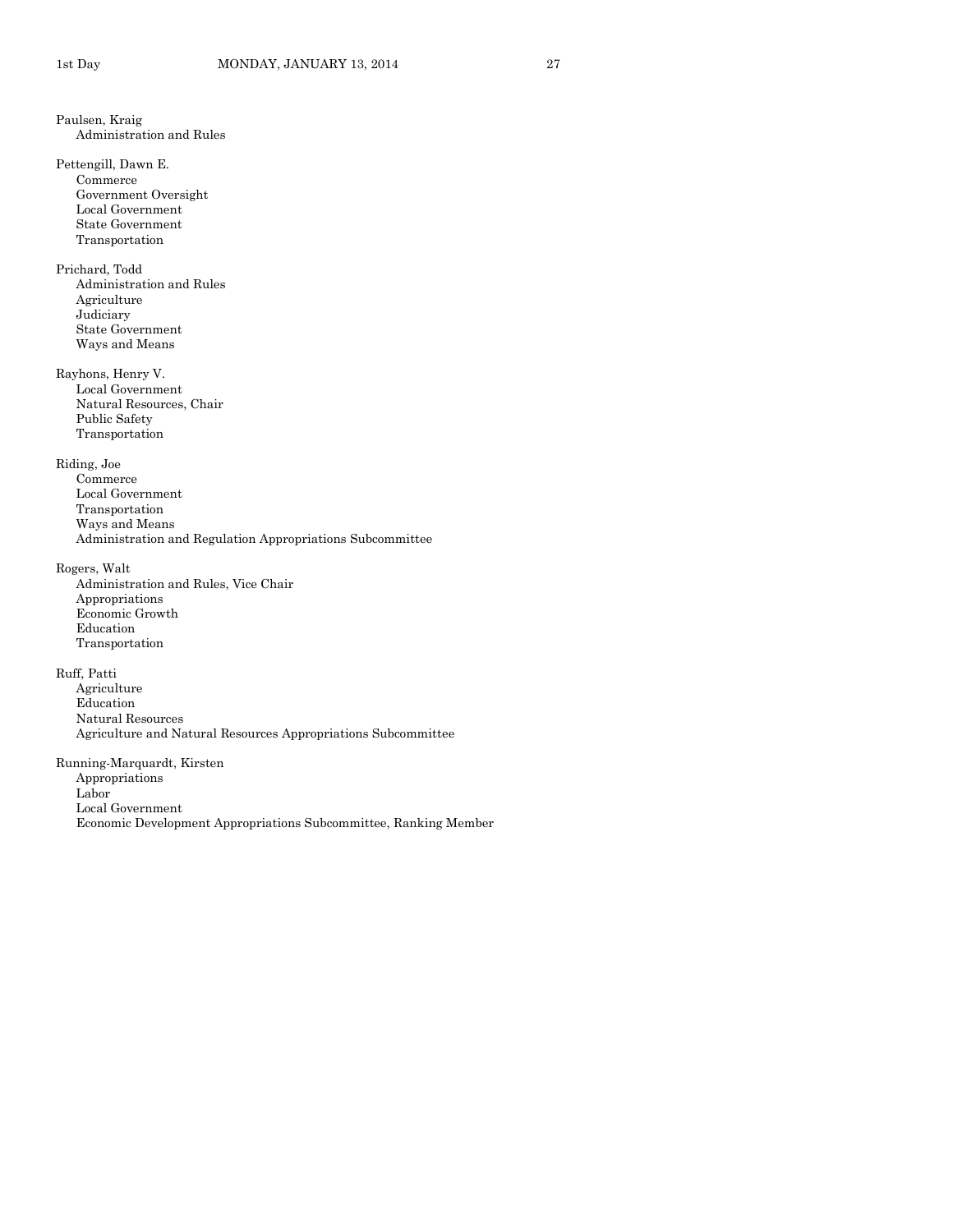Paulsen, Kraig
- Administration and Rules

Pettengill, Dawn E.
- Commerce
- Government Oversight
- Local Government
- State Government
- Transportation

Prichard, Todd
- Administration and Rules
- Agriculture
- Judiciary
- State Government
- Ways and Means

Rayhons, Henry V.
- Local Government
- Natural Resources, Chair
- Public Safety
- Transportation

Riding, Joe
- Commerce
- Local Government
- Transportation
- Ways and Means
- Administration and Regulation Appropriations Subcommittee

Rogers, Walt
- Administration and Rules, Vice Chair
- Appropriations
- Economic Growth
- Education
- Transportation

Ruff, Patti
- Agriculture
- Education
- Natural Resources
- Agriculture and Natural Resources Appropriations Subcommittee

Running-Marquardt, Kirsten
- Appropriations
- Labor
- Local Government
- Economic Development Appropriations Subcommittee, Ranking Member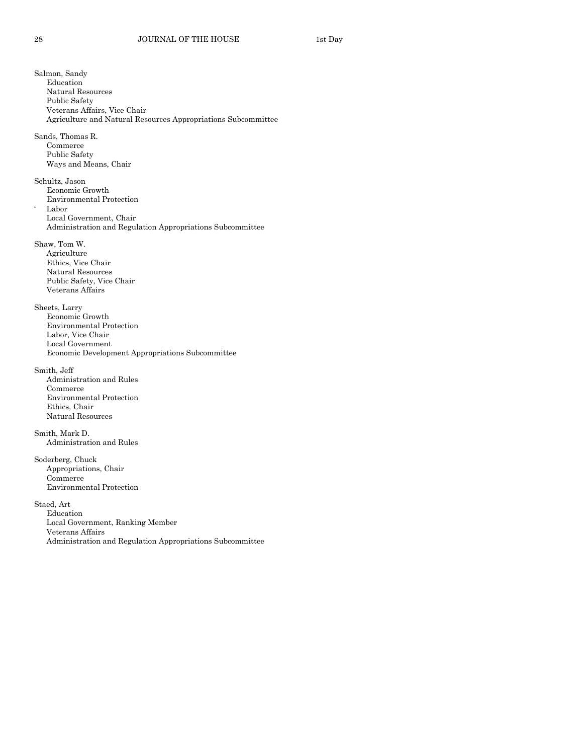Salmon, Sandy
- Education
- Natural Resources
- Public Safety
- Veterans Affairs, Vice Chair
- Agriculture and Natural Resources Appropriations Subcommittee

Sands, Thomas R.
- Commerce
- Public Safety
- Ways and Means, Chair

Schultz, Jason
- Economic Growth
- Environmental Protection
- Labor
- Local Government, Chair
- Administration and Regulation Appropriations Subcommittee

Shaw, Tom W.
- Agriculture
- Ethics, Vice Chair
- Natural Resources
- Public Safety, Vice Chair
- Veterans Affairs

Sheets, Larry
- Economic Growth
- Environmental Protection
- Labor, Vice Chair
- Local Government
- Economic Development Appropriations Subcommittee

Smith, Jeff
- Administration and Rules
- Commerce
- Environmental Protection
- Ethics, Chair
- Natural Resources

Smith, Mark D.
- Administration and Rules

Soderberg, Chuck
- Appropriations, Chair
- Commerce
- Environmental Protection

Staed, Art
- Education
- Local Government, Ranking Member
- Veterans Affairs
- Administration and Regulation Appropriations Subcommittee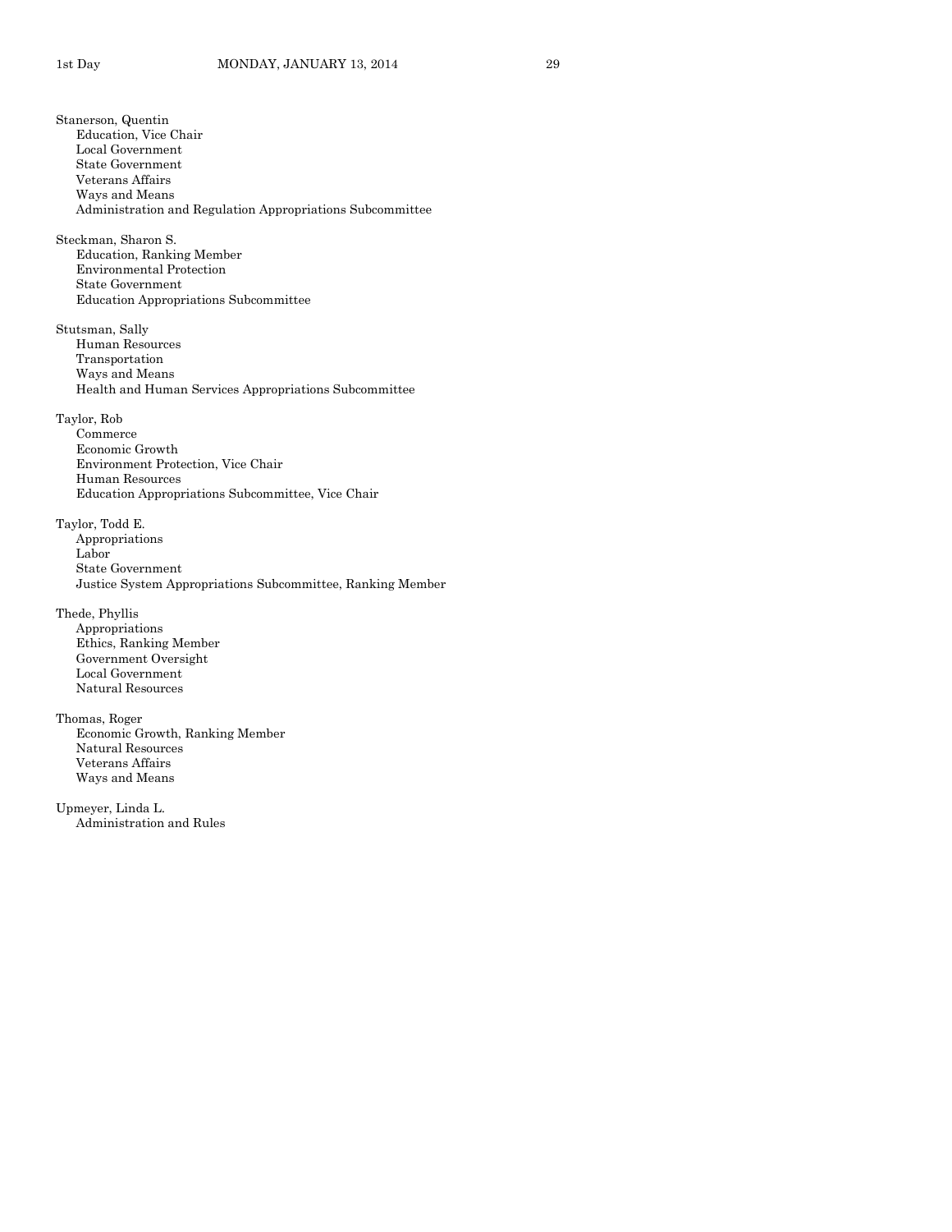Stanerson, Quentin
- Education, Vice Chair
- Local Government
- State Government
- Veterans Affairs
- Ways and Means
- Administration and Regulation Appropriations Subcommittee

Steckman, Sharon S.
- Education, Ranking Member
- Environmental Protection
- State Government
- Education Appropriations Subcommittee

Stutsman, Sally
- Human Resources
- Transportation
- Ways and Means
- Health and Human Services Appropriations Subcommittee

Taylor, Rob
- Commerce
- Economic Growth
- Environment Protection, Vice Chair
- Human Resources
- Education Appropriations Subcommittee, Vice Chair

Taylor, Todd E.
- Appropriations
- Labor
- State Government
- Justice System Appropriations Subcommittee, Ranking Member

Thede, Phyllis
- Appropriations
- Ethics, Ranking Member
- Government Oversight
- Local Government
- Natural Resources

Thomas, Roger
- Economic Growth, Ranking Member
- Natural Resources
- Veterans Affairs
- Ways and Means

Upmeyer, Linda L.
- Administration and Rules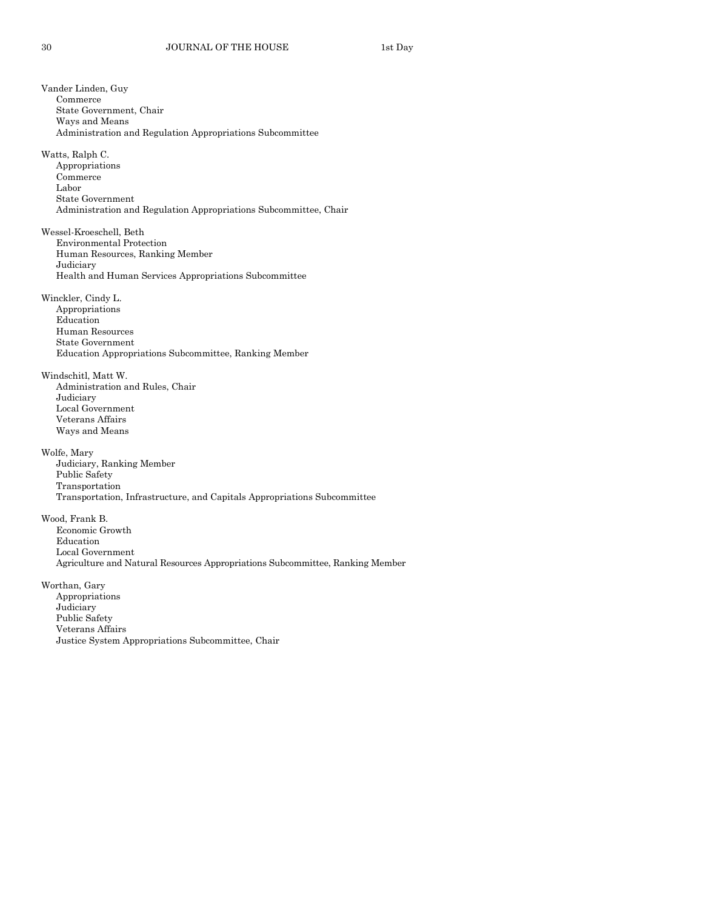Vander Linden, Guy
- Commerce
- State Government, Chair
- Ways and Means
- Administration and Regulation Appropriations Subcommittee

Watts, Ralph C.
- Appropriations
- Commerce
- Labor
- State Government
- Administration and Regulation Appropriations Subcommittee, Chair

Wessel-Kroeschell, Beth
- Environmental Protection
- Human Resources, Ranking Member
- Judiciary
- Health and Human Services Appropriations Subcommittee

Winckler, Cindy L.
- Appropriations
- Education
- Human Resources
- State Government
- Education Appropriations Subcommittee, Ranking Member

Windschitl, Matt W.
- Administration and Rules, Chair
- Judiciary
- Local Government
- Veterans Affairs
- Ways and Means

Wolfe, Mary
- Judiciary, Ranking Member
- Public Safety
- Transportation
- Transportation, Infrastructure, and Capitals Appropriations Subcommittee

Wood, Frank B.
- Economic Growth
- Education
- Local Government
- Agriculture and Natural Resources Appropriations Subcommittee, Ranking Member

Worthan, Gary
- Appropriations
- Judiciary
- Public Safety
- Veterans Affairs
- Justice System Appropriations Subcommittee, Chair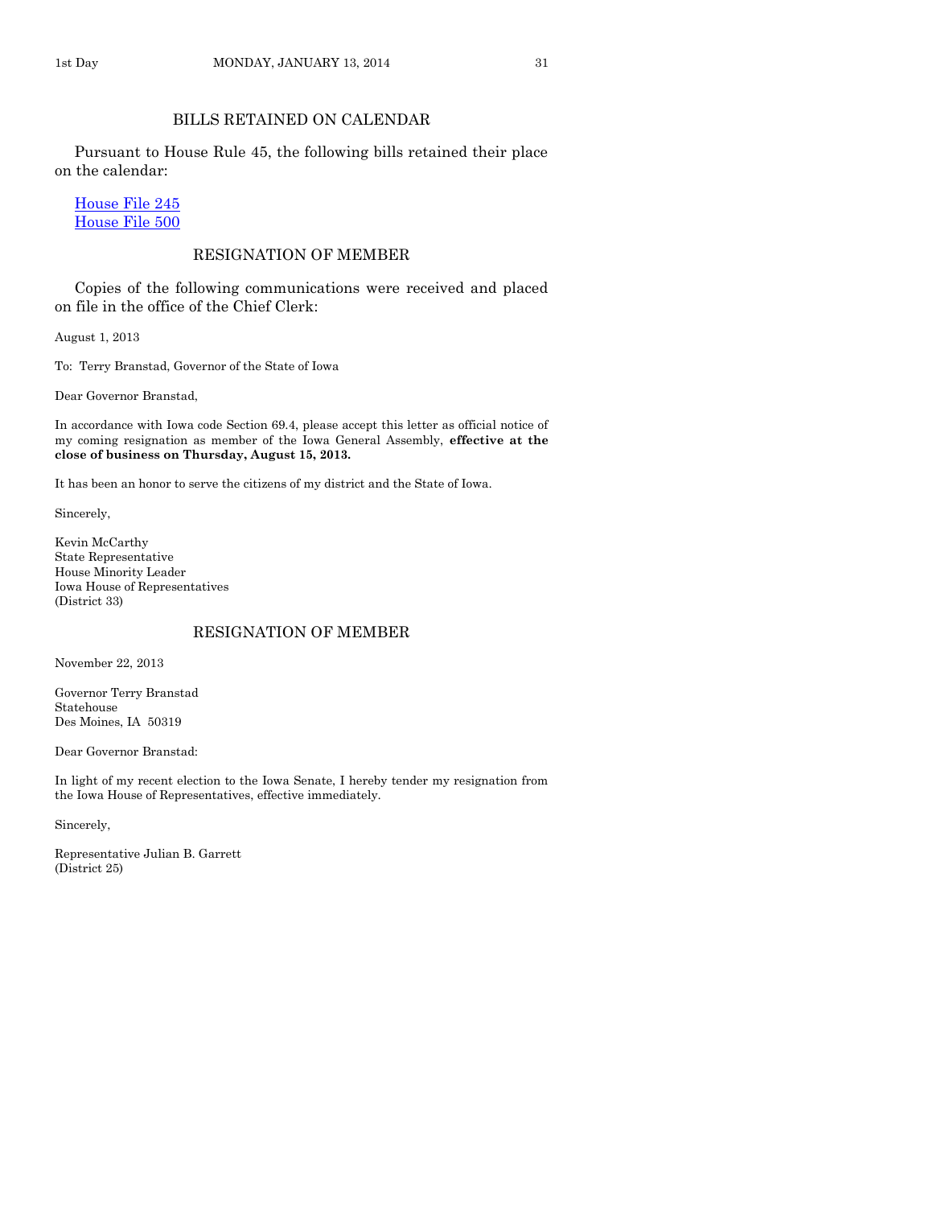## BILLS RETAINED ON CALENDAR

Pursuant to House Rule 45, the following bills retained their place on the calendar:

House File 245
House File 500

## RESIGNATION OF MEMBER

Copies of the following communications were received and placed on file in the office of the Chief Clerk:

August 1, 2013

To: Terry Branstad, Governor of the State of Iowa

Dear Governor Branstad,

In accordance with Iowa code Section 69.4, please accept this letter as official notice of my coming resignation as member of the Iowa General Assembly, **effective at the close of business on Thursday, August 15, 2013.**

It has been an honor to serve the citizens of my district and the State of Iowa.

Sincerely,

Kevin McCarthy
State Representative
House Minority Leader
Iowa House of Representatives
(District 33)

## RESIGNATION OF MEMBER

November 22, 2013

Governor Terry Branstad
Statehouse
Des Moines, IA 50319

Dear Governor Branstad:

In light of my recent election to the Iowa Senate, I hereby tender my resignation from the Iowa House of Representatives, effective immediately.

Sincerely,

Representative Julian B. Garrett
(District 25)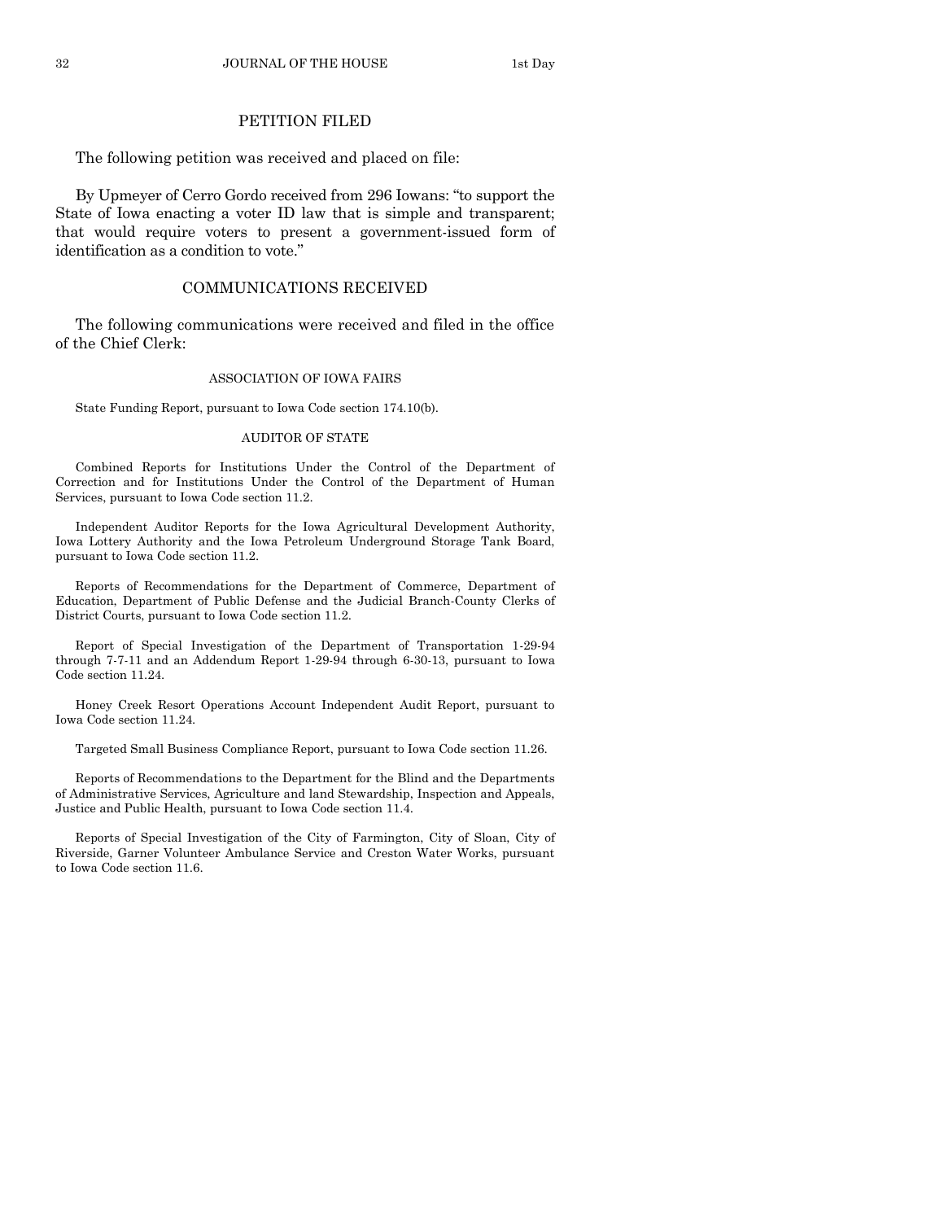## PETITION FILED

The following petition was received and placed on file:

By Upmeyer of Cerro Gordo received from 296 Iowans: "to support the State of Iowa enacting a voter ID law that is simple and transparent; that would require voters to present a government-issued form of identification as a condition to vote."

## COMMUNICATIONS RECEIVED

The following communications were received and filed in the office of the Chief Clerk:

### ASSOCIATION OF IOWA FAIRS

State Funding Report, pursuant to Iowa Code section 174.10(b).

### AUDITOR OF STATE

Combined Reports for Institutions Under the Control of the Department of Correction and for Institutions Under the Control of the Department of Human Services, pursuant to Iowa Code section 11.2.

Independent Auditor Reports for the Iowa Agricultural Development Authority, Iowa Lottery Authority and the Iowa Petroleum Underground Storage Tank Board, pursuant to Iowa Code section 11.2.

Reports of Recommendations for the Department of Commerce, Department of Education, Department of Public Defense and the Judicial Branch-County Clerks of District Courts, pursuant to Iowa Code section 11.2.

Report of Special Investigation of the Department of Transportation 1-29-94 through 7-7-11 and an Addendum Report 1-29-94 through 6-30-13, pursuant to Iowa Code section 11.24.

Honey Creek Resort Operations Account Independent Audit Report, pursuant to Iowa Code section 11.24.

Targeted Small Business Compliance Report, pursuant to Iowa Code section 11.26.

Reports of Recommendations to the Department for the Blind and the Departments of Administrative Services, Agriculture and land Stewardship, Inspection and Appeals, Justice and Public Health, pursuant to Iowa Code section 11.4.

Reports of Special Investigation of the City of Farmington, City of Sloan, City of Riverside, Garner Volunteer Ambulance Service and Creston Water Works, pursuant to Iowa Code section 11.6.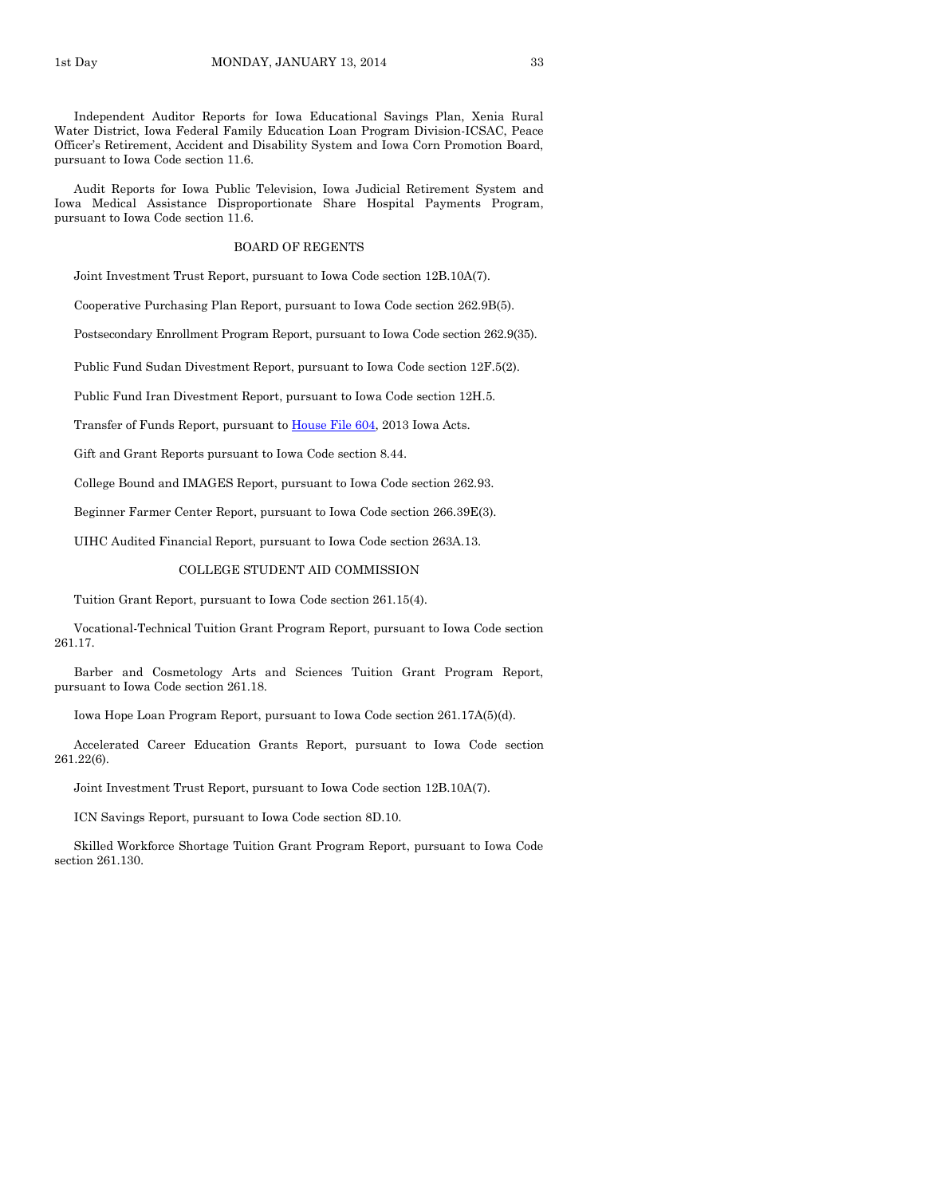Independent Auditor Reports for Iowa Educational Savings Plan, Xenia Rural Water District, Iowa Federal Family Education Loan Program Division-ICSAC, Peace Officer's Retirement, Accident and Disability System and Iowa Corn Promotion Board, pursuant to Iowa Code section 11.6.

Audit Reports for Iowa Public Television, Iowa Judicial Retirement System and Iowa Medical Assistance Disproportionate Share Hospital Payments Program, pursuant to Iowa Code section 11.6.

### BOARD OF REGENTS

Joint Investment Trust Report, pursuant to Iowa Code section 12B.10A(7).

Cooperative Purchasing Plan Report, pursuant to Iowa Code section 262.9B(5).

Postsecondary Enrollment Program Report, pursuant to Iowa Code section 262.9(35).

Public Fund Sudan Divestment Report, pursuant to Iowa Code section 12F.5(2).

Public Fund Iran Divestment Report, pursuant to Iowa Code section 12H.5.

Transfer of Funds Report, pursuant to House File 604, 2013 Iowa Acts.

Gift and Grant Reports pursuant to Iowa Code section 8.44.

College Bound and IMAGES Report, pursuant to Iowa Code section 262.93.

Beginner Farmer Center Report, pursuant to Iowa Code section 266.39E(3).

UIHC Audited Financial Report, pursuant to Iowa Code section 263A.13.

### COLLEGE STUDENT AID COMMISSION

Tuition Grant Report, pursuant to Iowa Code section 261.15(4).

Vocational-Technical Tuition Grant Program Report, pursuant to Iowa Code section 261.17.

Barber and Cosmetology Arts and Sciences Tuition Grant Program Report, pursuant to Iowa Code section 261.18.

Iowa Hope Loan Program Report, pursuant to Iowa Code section 261.17A(5)(d).

Accelerated Career Education Grants Report, pursuant to Iowa Code section 261.22(6).

Joint Investment Trust Report, pursuant to Iowa Code section 12B.10A(7).

ICN Savings Report, pursuant to Iowa Code section 8D.10.

Skilled Workforce Shortage Tuition Grant Program Report, pursuant to Iowa Code section 261.130.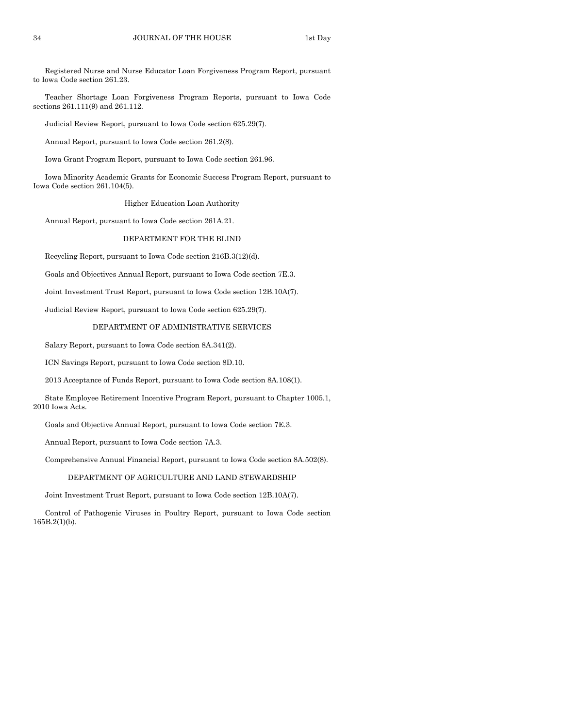Registered Nurse and Nurse Educator Loan Forgiveness Program Report, pursuant to Iowa Code section 261.23.

Teacher Shortage Loan Forgiveness Program Reports, pursuant to Iowa Code sections 261.111(9) and 261.112.

Judicial Review Report, pursuant to Iowa Code section 625.29(7).

Annual Report, pursuant to Iowa Code section 261.2(8).

Iowa Grant Program Report, pursuant to Iowa Code section 261.96.

Iowa Minority Academic Grants for Economic Success Program Report, pursuant to Iowa Code section 261.104(5).

### Higher Education Loan Authority

Annual Report, pursuant to Iowa Code section 261A.21.

### DEPARTMENT FOR THE BLIND

Recycling Report, pursuant to Iowa Code section 216B.3(12)(d).

Goals and Objectives Annual Report, pursuant to Iowa Code section 7E.3.

Joint Investment Trust Report, pursuant to Iowa Code section 12B.10A(7).

Judicial Review Report, pursuant to Iowa Code section 625.29(7).

### DEPARTMENT OF ADMINISTRATIVE SERVICES

Salary Report, pursuant to Iowa Code section 8A.341(2).

ICN Savings Report, pursuant to Iowa Code section 8D.10.

2013 Acceptance of Funds Report, pursuant to Iowa Code section 8A.108(1).

State Employee Retirement Incentive Program Report, pursuant to Chapter 1005.1, 2010 Iowa Acts.

Goals and Objective Annual Report, pursuant to Iowa Code section 7E.3.

Annual Report, pursuant to Iowa Code section 7A.3.

Comprehensive Annual Financial Report, pursuant to Iowa Code section 8A.502(8).

### DEPARTMENT OF AGRICULTURE AND LAND STEWARDSHIP

Joint Investment Trust Report, pursuant to Iowa Code section 12B.10A(7).

Control of Pathogenic Viruses in Poultry Report, pursuant to Iowa Code section 165B.2(1)(b).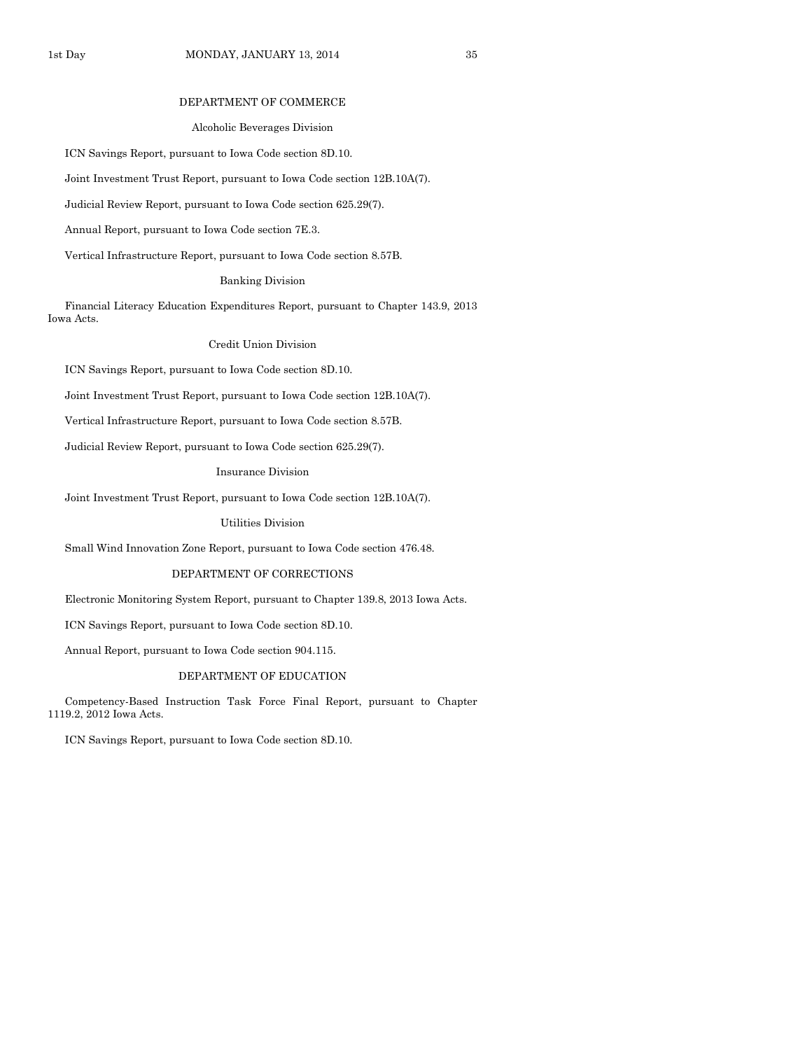## DEPARTMENT OF COMMERCE

### Alcoholic Beverages Division

ICN Savings Report, pursuant to Iowa Code section 8D.10.

Joint Investment Trust Report, pursuant to Iowa Code section 12B.10A(7).

Judicial Review Report, pursuant to Iowa Code section 625.29(7).

Annual Report, pursuant to Iowa Code section 7E.3.

Vertical Infrastructure Report, pursuant to Iowa Code section 8.57B.

### Banking Division

Financial Literacy Education Expenditures Report, pursuant to Chapter 143.9, 2013 Iowa Acts.

### Credit Union Division

ICN Savings Report, pursuant to Iowa Code section 8D.10.

Joint Investment Trust Report, pursuant to Iowa Code section 12B.10A(7).

Vertical Infrastructure Report, pursuant to Iowa Code section 8.57B.

Judicial Review Report, pursuant to Iowa Code section 625.29(7).

### Insurance Division

Joint Investment Trust Report, pursuant to Iowa Code section 12B.10A(7).

### Utilities Division

Small Wind Innovation Zone Report, pursuant to Iowa Code section 476.48.

## DEPARTMENT OF CORRECTIONS

Electronic Monitoring System Report, pursuant to Chapter 139.8, 2013 Iowa Acts.

ICN Savings Report, pursuant to Iowa Code section 8D.10.

Annual Report, pursuant to Iowa Code section 904.115.

## DEPARTMENT OF EDUCATION

Competency-Based Instruction Task Force Final Report, pursuant to Chapter 1119.2, 2012 Iowa Acts.

ICN Savings Report, pursuant to Iowa Code section 8D.10.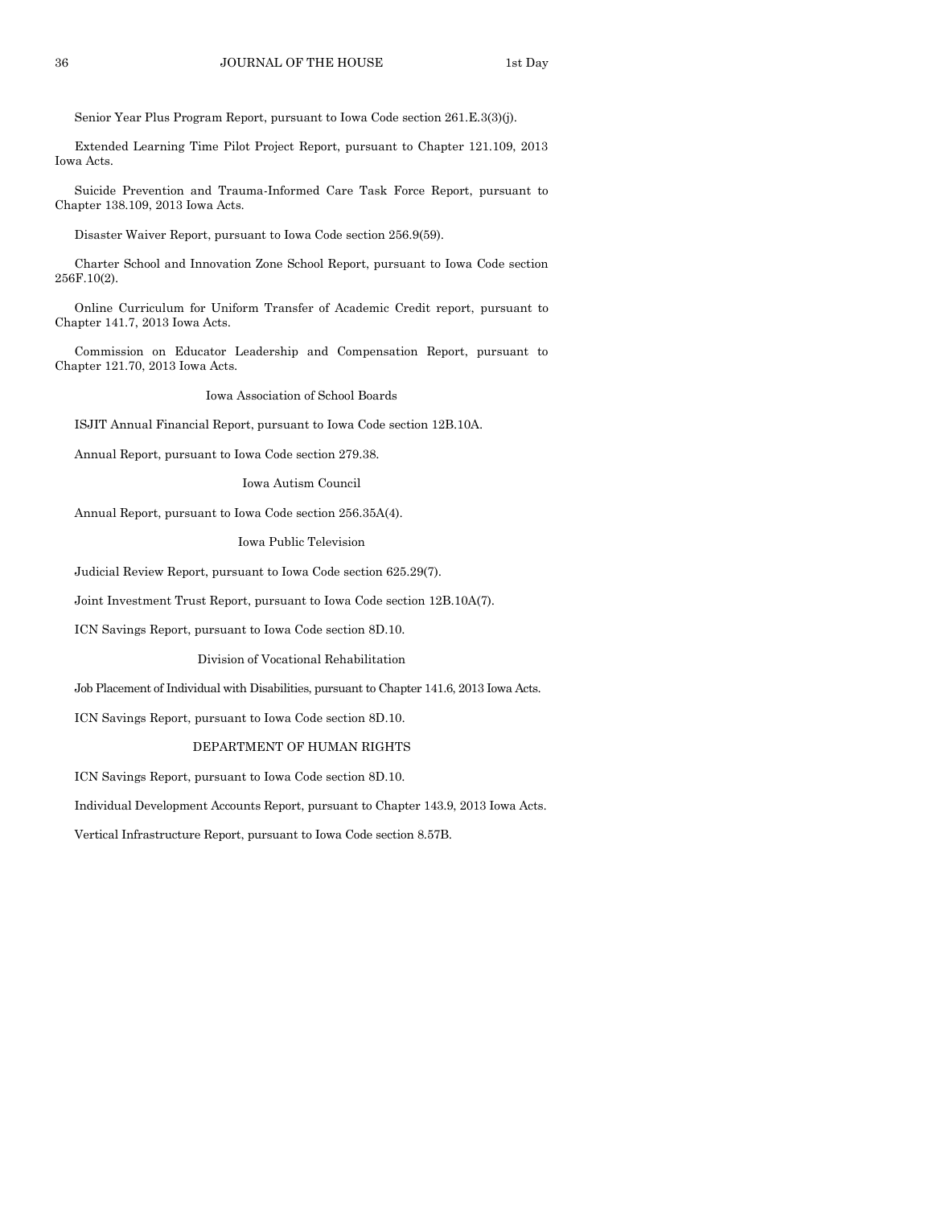Senior Year Plus Program Report, pursuant to Iowa Code section 261.E.3(3)(j).

Extended Learning Time Pilot Project Report, pursuant to Chapter 121.109, 2013 Iowa Acts.

Suicide Prevention and Trauma-Informed Care Task Force Report, pursuant to Chapter 138.109, 2013 Iowa Acts.

Disaster Waiver Report, pursuant to Iowa Code section 256.9(59).

Charter School and Innovation Zone School Report, pursuant to Iowa Code section 256F.10(2).

Online Curriculum for Uniform Transfer of Academic Credit report, pursuant to Chapter 141.7, 2013 Iowa Acts.

Commission on Educator Leadership and Compensation Report, pursuant to Chapter 121.70, 2013 Iowa Acts.

Iowa Association of School Boards

ISJIT Annual Financial Report, pursuant to Iowa Code section 12B.10A.

Annual Report, pursuant to Iowa Code section 279.38.

Iowa Autism Council

Annual Report, pursuant to Iowa Code section 256.35A(4).

Iowa Public Television

Judicial Review Report, pursuant to Iowa Code section 625.29(7).

Joint Investment Trust Report, pursuant to Iowa Code section 12B.10A(7).

ICN Savings Report, pursuant to Iowa Code section 8D.10.

Division of Vocational Rehabilitation

Job Placement of Individual with Disabilities, pursuant to Chapter 141.6, 2013 Iowa Acts.

ICN Savings Report, pursuant to Iowa Code section 8D.10.

DEPARTMENT OF HUMAN RIGHTS

ICN Savings Report, pursuant to Iowa Code section 8D.10.

Individual Development Accounts Report, pursuant to Chapter 143.9, 2013 Iowa Acts.

Vertical Infrastructure Report, pursuant to Iowa Code section 8.57B.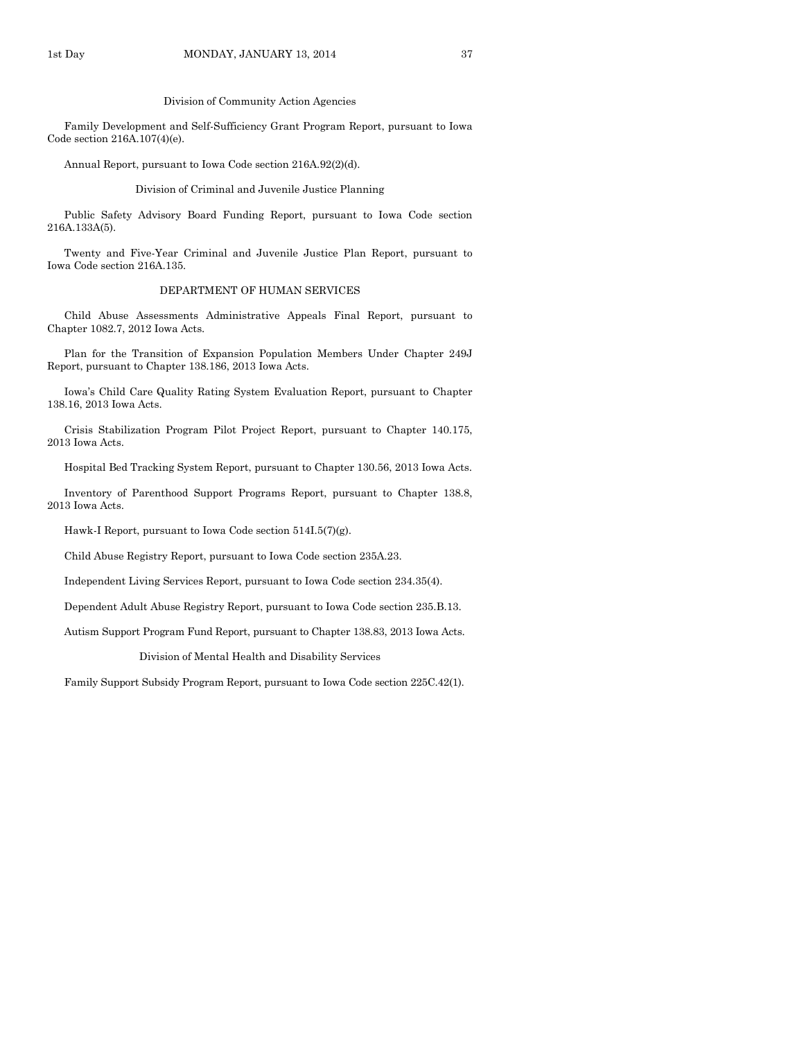Division of Community Action Agencies

Family Development and Self-Sufficiency Grant Program Report, pursuant to Iowa Code section 216A.107(4)(e).

Annual Report, pursuant to Iowa Code section 216A.92(2)(d).

Division of Criminal and Juvenile Justice Planning

Public Safety Advisory Board Funding Report, pursuant to Iowa Code section 216A.133A(5).

Twenty and Five-Year Criminal and Juvenile Justice Plan Report, pursuant to Iowa Code section 216A.135.

DEPARTMENT OF HUMAN SERVICES

Child Abuse Assessments Administrative Appeals Final Report, pursuant to Chapter 1082.7, 2012 Iowa Acts.

Plan for the Transition of Expansion Population Members Under Chapter 249J Report, pursuant to Chapter 138.186, 2013 Iowa Acts.

Iowa's Child Care Quality Rating System Evaluation Report, pursuant to Chapter 138.16, 2013 Iowa Acts.

Crisis Stabilization Program Pilot Project Report, pursuant to Chapter 140.175, 2013 Iowa Acts.

Hospital Bed Tracking System Report, pursuant to Chapter 130.56, 2013 Iowa Acts.

Inventory of Parenthood Support Programs Report, pursuant to Chapter 138.8, 2013 Iowa Acts.

Hawk-I Report, pursuant to Iowa Code section 514I.5(7)(g).

Child Abuse Registry Report, pursuant to Iowa Code section 235A.23.

Independent Living Services Report, pursuant to Iowa Code section 234.35(4).

Dependent Adult Abuse Registry Report, pursuant to Iowa Code section 235.B.13.

Autism Support Program Fund Report, pursuant to Chapter 138.83, 2013 Iowa Acts.

Division of Mental Health and Disability Services

Family Support Subsidy Program Report, pursuant to Iowa Code section 225C.42(1).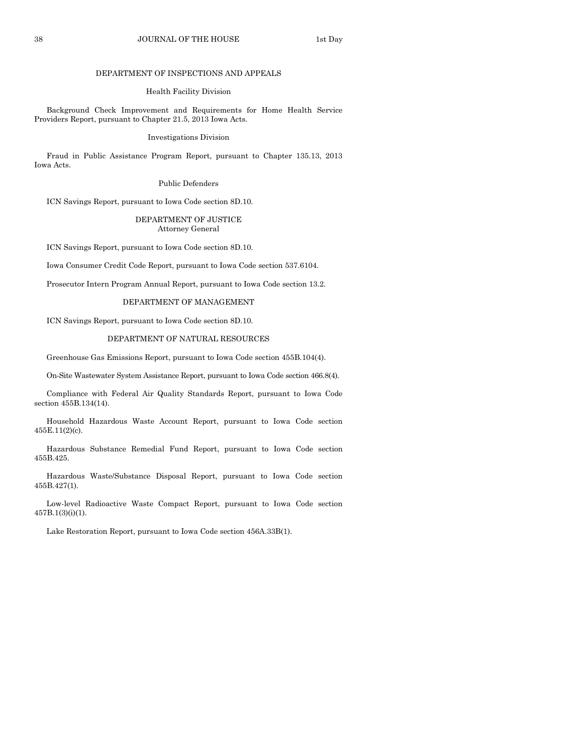## DEPARTMENT OF INSPECTIONS AND APPEALS

### Health Facility Division

Background Check Improvement and Requirements for Home Health Service Providers Report, pursuant to Chapter 21.5, 2013 Iowa Acts.

### Investigations Division

Fraud in Public Assistance Program Report, pursuant to Chapter 135.13, 2013 Iowa Acts.

### Public Defenders

ICN Savings Report, pursuant to Iowa Code section 8D.10.

## DEPARTMENT OF JUSTICE
### Attorney General

ICN Savings Report, pursuant to Iowa Code section 8D.10.

Iowa Consumer Credit Code Report, pursuant to Iowa Code section 537.6104.

Prosecutor Intern Program Annual Report, pursuant to Iowa Code section 13.2.

## DEPARTMENT OF MANAGEMENT

ICN Savings Report, pursuant to Iowa Code section 8D.10.

## DEPARTMENT OF NATURAL RESOURCES

Greenhouse Gas Emissions Report, pursuant to Iowa Code section 455B.104(4).

On-Site Wastewater System Assistance Report, pursuant to Iowa Code section 466.8(4).

Compliance with Federal Air Quality Standards Report, pursuant to Iowa Code section 455B.134(14).

Household Hazardous Waste Account Report, pursuant to Iowa Code section 455E.11(2)(c).

Hazardous Substance Remedial Fund Report, pursuant to Iowa Code section 455B.425.

Hazardous Waste/Substance Disposal Report, pursuant to Iowa Code section 455B.427(1).

Low-level Radioactive Waste Compact Report, pursuant to Iowa Code section 457B.1(3)(i)(1).

Lake Restoration Report, pursuant to Iowa Code section 456A.33B(1).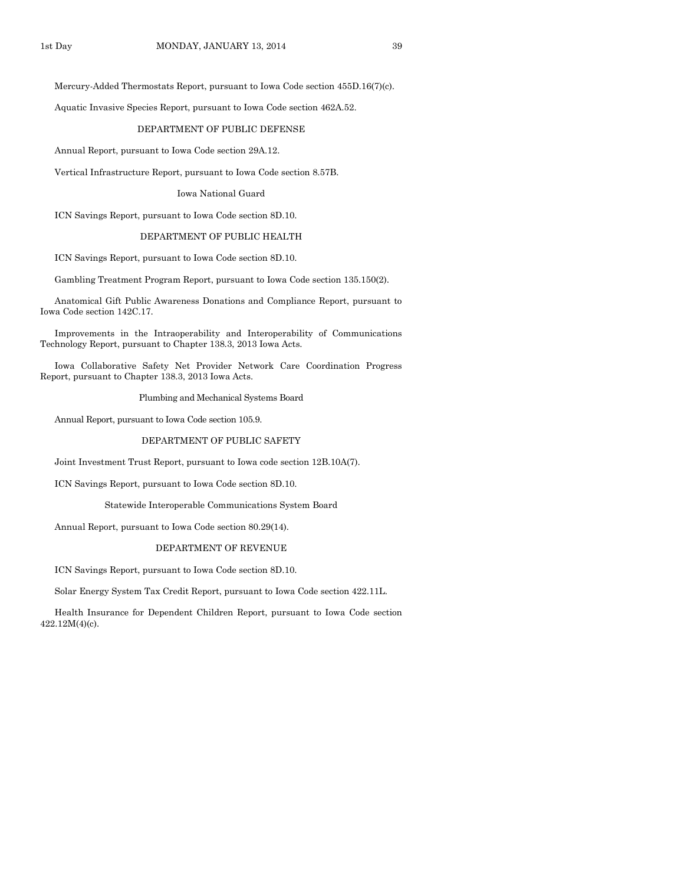Mercury-Added Thermostats Report, pursuant to Iowa Code section 455D.16(7)(c).

Aquatic Invasive Species Report, pursuant to Iowa Code section 462A.52.

### DEPARTMENT OF PUBLIC DEFENSE

Annual Report, pursuant to Iowa Code section 29A.12.

Vertical Infrastructure Report, pursuant to Iowa Code section 8.57B.

#### Iowa National Guard

ICN Savings Report, pursuant to Iowa Code section 8D.10.

### DEPARTMENT OF PUBLIC HEALTH

ICN Savings Report, pursuant to Iowa Code section 8D.10.

Gambling Treatment Program Report, pursuant to Iowa Code section 135.150(2).

Anatomical Gift Public Awareness Donations and Compliance Report, pursuant to Iowa Code section 142C.17.

Improvements in the Intraoperability and Interoperability of Communications Technology Report, pursuant to Chapter 138.3, 2013 Iowa Acts.

Iowa Collaborative Safety Net Provider Network Care Coordination Progress Report, pursuant to Chapter 138.3, 2013 Iowa Acts.

#### Plumbing and Mechanical Systems Board

Annual Report, pursuant to Iowa Code section 105.9.

### DEPARTMENT OF PUBLIC SAFETY

Joint Investment Trust Report, pursuant to Iowa code section 12B.10A(7).

ICN Savings Report, pursuant to Iowa Code section 8D.10.

#### Statewide Interoperable Communications System Board

Annual Report, pursuant to Iowa Code section 80.29(14).

### DEPARTMENT OF REVENUE

ICN Savings Report, pursuant to Iowa Code section 8D.10.

Solar Energy System Tax Credit Report, pursuant to Iowa Code section 422.11L.

Health Insurance for Dependent Children Report, pursuant to Iowa Code section 422.12M(4)(c).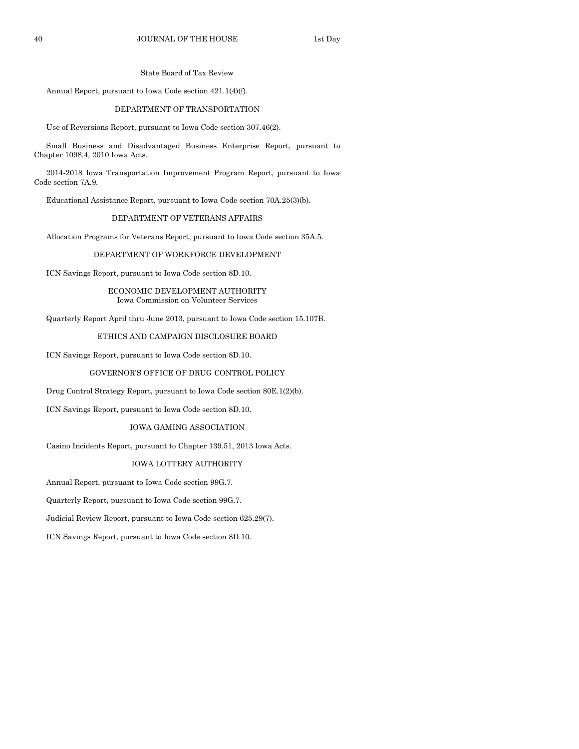State Board of Tax Review

Annual Report, pursuant to Iowa Code section 421.1(4)(f).

DEPARTMENT OF TRANSPORTATION

Use of Reversions Report, pursuant to Iowa Code section 307.46(2).

Small Business and Disadvantaged Business Enterprise Report, pursuant to Chapter 1098.4, 2010 Iowa Acts.

2014-2018 Iowa Transportation Improvement Program Report, pursuant to Iowa Code section 7A.9.

Educational Assistance Report, pursuant to Iowa Code section 70A.25(3)(b).

DEPARTMENT OF VETERANS AFFAIRS

Allocation Programs for Veterans Report, pursuant to Iowa Code section 35A.5.

DEPARTMENT OF WORKFORCE DEVELOPMENT

ICN Savings Report, pursuant to Iowa Code section 8D.10.

ECONOMIC DEVELOPMENT AUTHORITY
Iowa Commission on Volunteer Services

Quarterly Report April thru June 2013, pursuant to Iowa Code section 15.107B.

ETHICS AND CAMPAIGN DISCLOSURE BOARD

ICN Savings Report, pursuant to Iowa Code section 8D.10.

GOVERNOR'S OFFICE OF DRUG CONTROL POLICY

Drug Control Strategy Report, pursuant to Iowa Code section 80E.1(2)(b).

ICN Savings Report, pursuant to Iowa Code section 8D.10.

IOWA GAMING ASSOCIATION

Casino Incidents Report, pursuant to Chapter 139.51, 2013 Iowa Acts.

IOWA LOTTERY AUTHORITY

Annual Report, pursuant to Iowa Code section 99G.7.

Quarterly Report, pursuant to Iowa Code section 99G.7.

Judicial Review Report, pursuant to Iowa Code section 625.29(7).

ICN Savings Report, pursuant to Iowa Code section 8D.10.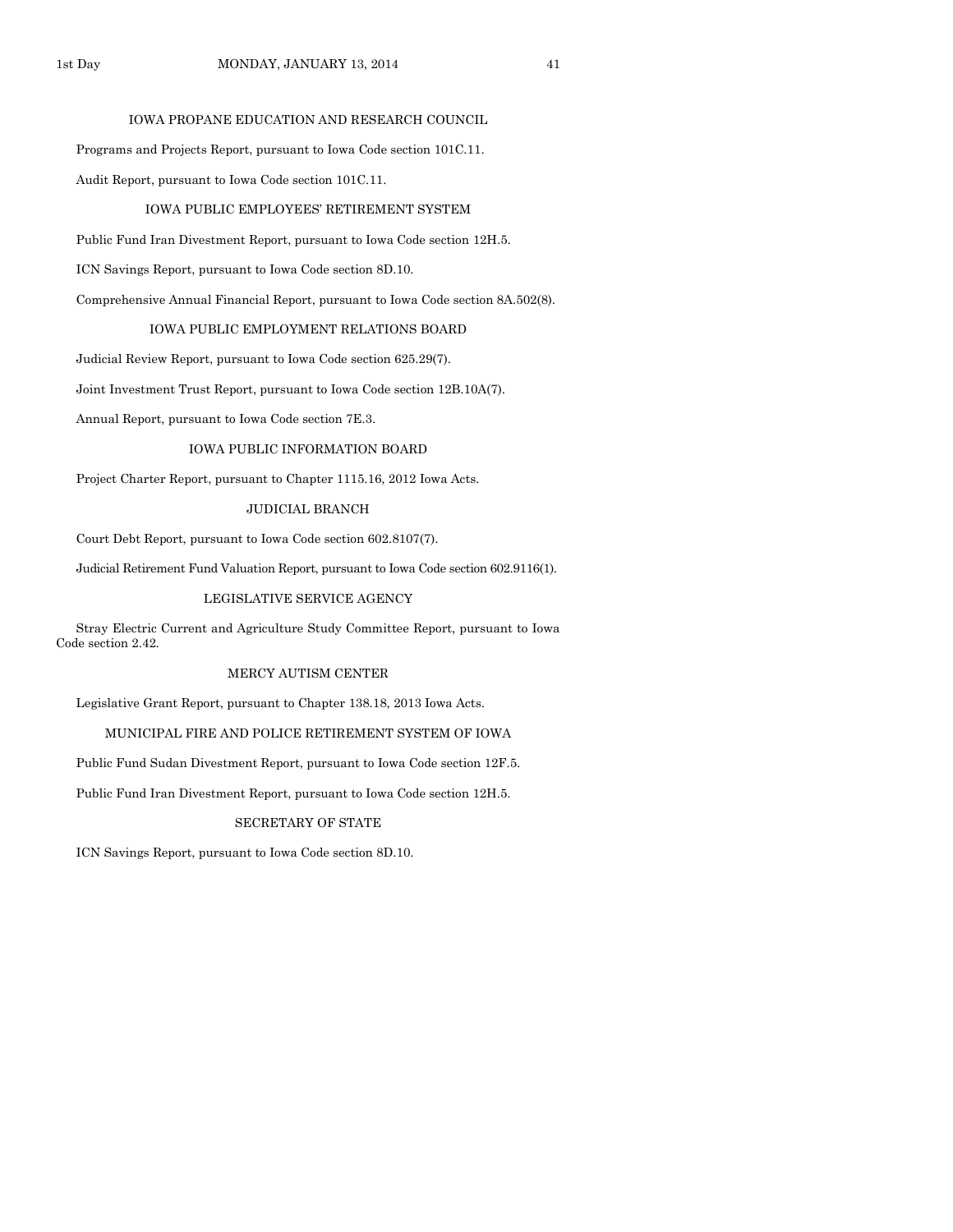### IOWA PROPANE EDUCATION AND RESEARCH COUNCIL

Programs and Projects Report, pursuant to Iowa Code section 101C.11.

Audit Report, pursuant to Iowa Code section 101C.11.

### IOWA PUBLIC EMPLOYEES' RETIREMENT SYSTEM

Public Fund Iran Divestment Report, pursuant to Iowa Code section 12H.5.

ICN Savings Report, pursuant to Iowa Code section 8D.10.

Comprehensive Annual Financial Report, pursuant to Iowa Code section 8A.502(8).

### IOWA PUBLIC EMPLOYMENT RELATIONS BOARD

Judicial Review Report, pursuant to Iowa Code section 625.29(7).

Joint Investment Trust Report, pursuant to Iowa Code section 12B.10A(7).

Annual Report, pursuant to Iowa Code section 7E.3.

### IOWA PUBLIC INFORMATION BOARD

Project Charter Report, pursuant to Chapter 1115.16, 2012 Iowa Acts.

### JUDICIAL BRANCH

Court Debt Report, pursuant to Iowa Code section 602.8107(7).

Judicial Retirement Fund Valuation Report, pursuant to Iowa Code section 602.9116(1).

### LEGISLATIVE SERVICE AGENCY

Stray Electric Current and Agriculture Study Committee Report, pursuant to Iowa Code section 2.42.

### MERCY AUTISM CENTER

Legislative Grant Report, pursuant to Chapter 138.18, 2013 Iowa Acts.

### MUNICIPAL FIRE AND POLICE RETIREMENT SYSTEM OF IOWA

Public Fund Sudan Divestment Report, pursuant to Iowa Code section 12F.5.

Public Fund Iran Divestment Report, pursuant to Iowa Code section 12H.5.

### SECRETARY OF STATE

ICN Savings Report, pursuant to Iowa Code section 8D.10.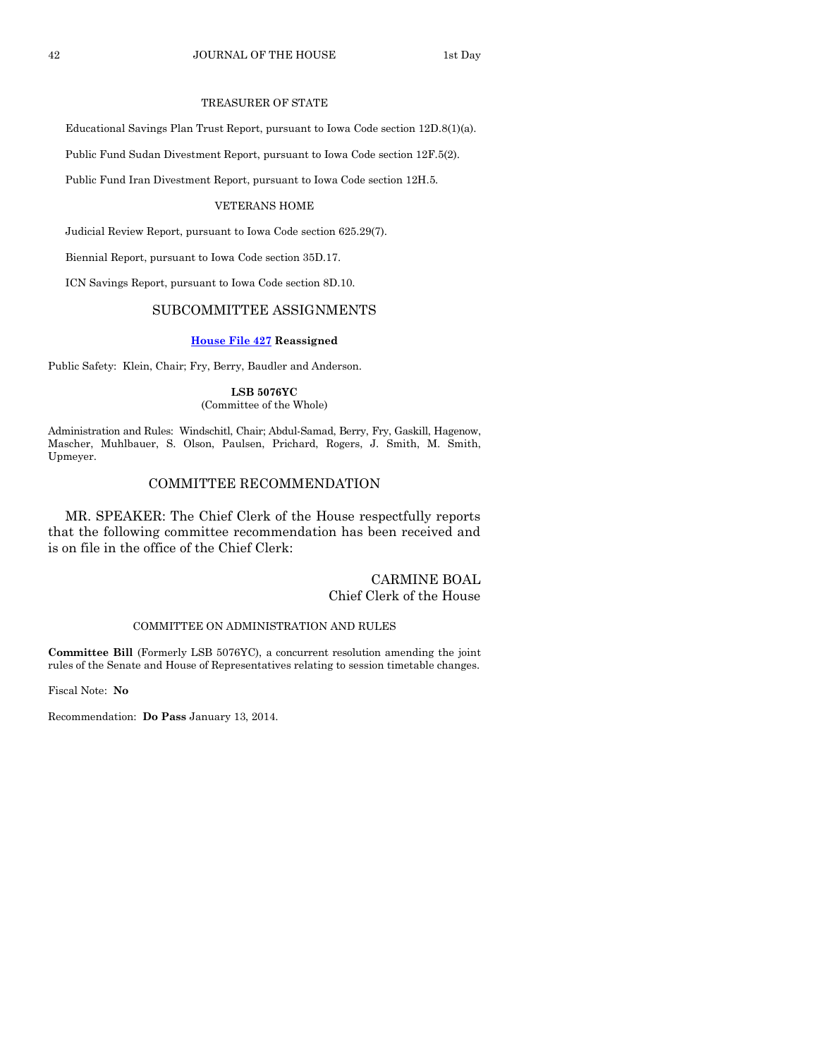### TREASURER OF STATE

Educational Savings Plan Trust Report, pursuant to Iowa Code section 12D.8(1)(a).

Public Fund Sudan Divestment Report, pursuant to Iowa Code section 12F.5(2).

Public Fund Iran Divestment Report, pursuant to Iowa Code section 12H.5.

### VETERANS HOME

Judicial Review Report, pursuant to Iowa Code section 625.29(7).

Biennial Report, pursuant to Iowa Code section 35D.17.

ICN Savings Report, pursuant to Iowa Code section 8D.10.

## SUBCOMMITTEE ASSIGNMENTS

**House File 427 Reassigned**

Public Safety: Klein, Chair; Fry, Berry, Baudler and Anderson.

**LSB 5076YC**
(Committee of the Whole)

Administration and Rules: Windschitl, Chair; Abdul-Samad, Berry, Fry, Gaskill, Hagenow, Mascher, Muhlbauer, S. Olson, Paulsen, Prichard, Rogers, J. Smith, M. Smith, Upmeyer.

## COMMITTEE RECOMMENDATION

MR. SPEAKER: The Chief Clerk of the House respectfully reports that the following committee recommendation has been received and is on file in the office of the Chief Clerk:

CARMINE BOAL
Chief Clerk of the House

### COMMITTEE ON ADMINISTRATION AND RULES

**Committee Bill** (Formerly LSB 5076YC), a concurrent resolution amending the joint rules of the Senate and House of Representatives relating to session timetable changes.

Fiscal Note: **No**

Recommendation: **Do Pass** January 13, 2014.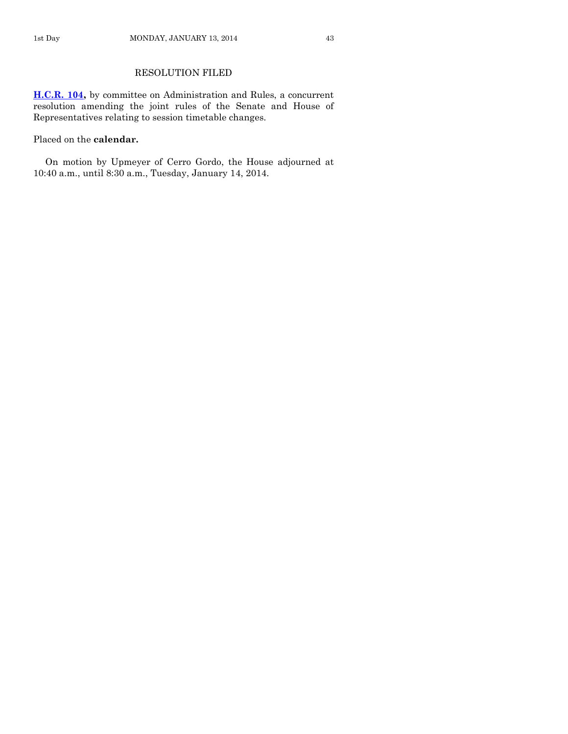## RESOLUTION FILED

**H.C.R. 104,** by committee on Administration and Rules, a concurrent resolution amending the joint rules of the Senate and House of Representatives relating to session timetable changes.

Placed on the **calendar.**

On motion by Upmeyer of Cerro Gordo, the House adjourned at 10:40 a.m., until 8:30 a.m., Tuesday, January 14, 2014.